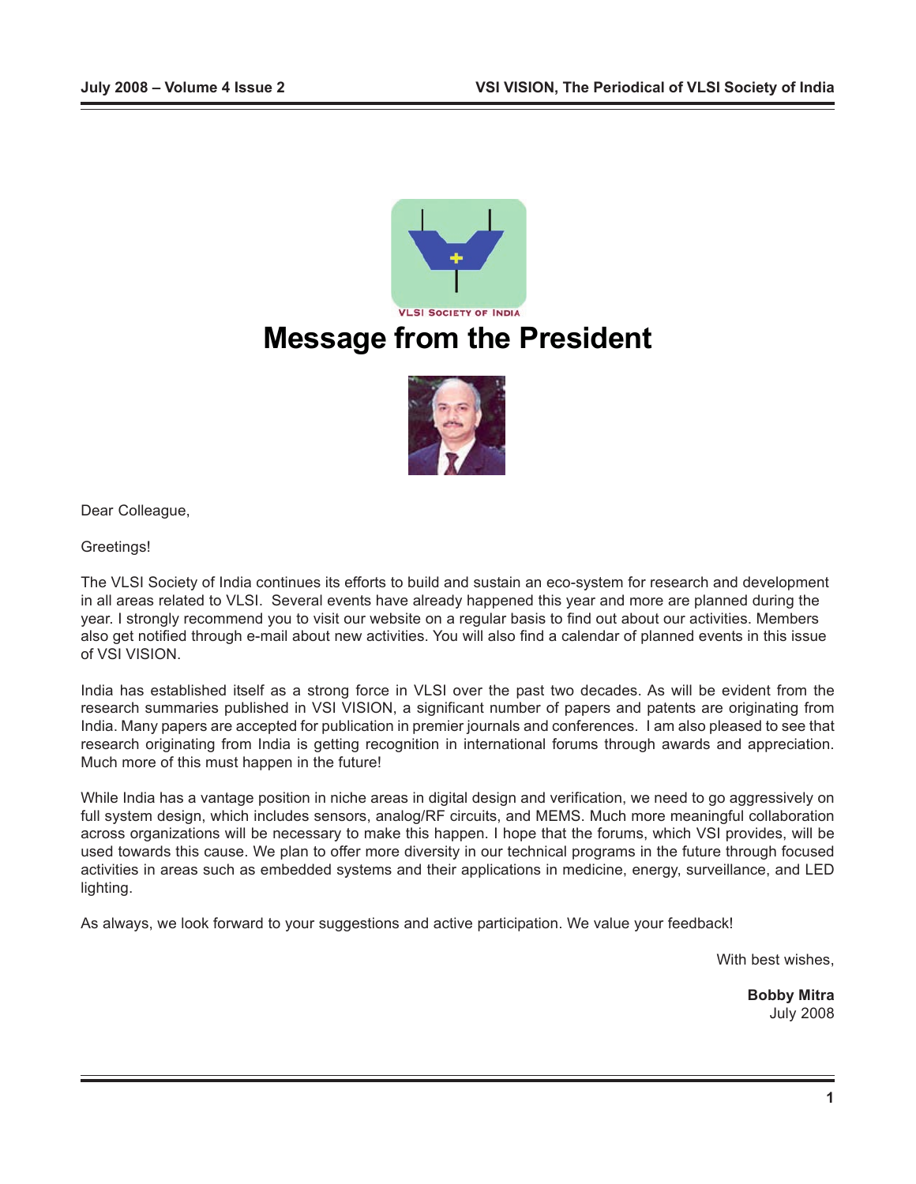# Message from the President

Dear Colleague,

Greetings!

The VLSI Society of India continues its efforts to build and sustain an eco-system for research and development in all areas related to VLSI. Several events have already happened this year and more are planned during the year. I strongly recommend you to visit our website on a regular basis to find out about our activities. Members also get notified through e-mail about new activities. You will also find a calendar of planned events in this issue of VSI VISION.

India has established itself as a strong force in VLSI over the past two decades. As will be evident from the research summaries published in VSI VISION, a significant number of papers and patents are originating from India. Many papers are accepted for publication in premier journals and conferences. I am also pleased to see that research originating from India is getting recognition in international forums through awards and appreciation. Much more of this must happen in the future!

While India has a vantage position in niche areas in digital design and verification, we need to go aggressively on full system design, which includes sensors, analog/RF circuits, and MEMS. Much more meaningful collaboration across organizations will be necessary to make this happen. I hope that the forums, which VSI provides, will be used towards this cause. We plan to offer more diversity in our technical programs in the future through focused activities in areas such as embedded systems and their applications in medicine, energy, surveillance, and LED lighting.

As always, we look forward to your suggestions and active participation. We value your feedback!

With best wishes,

**Bobby Mitra**
July 2008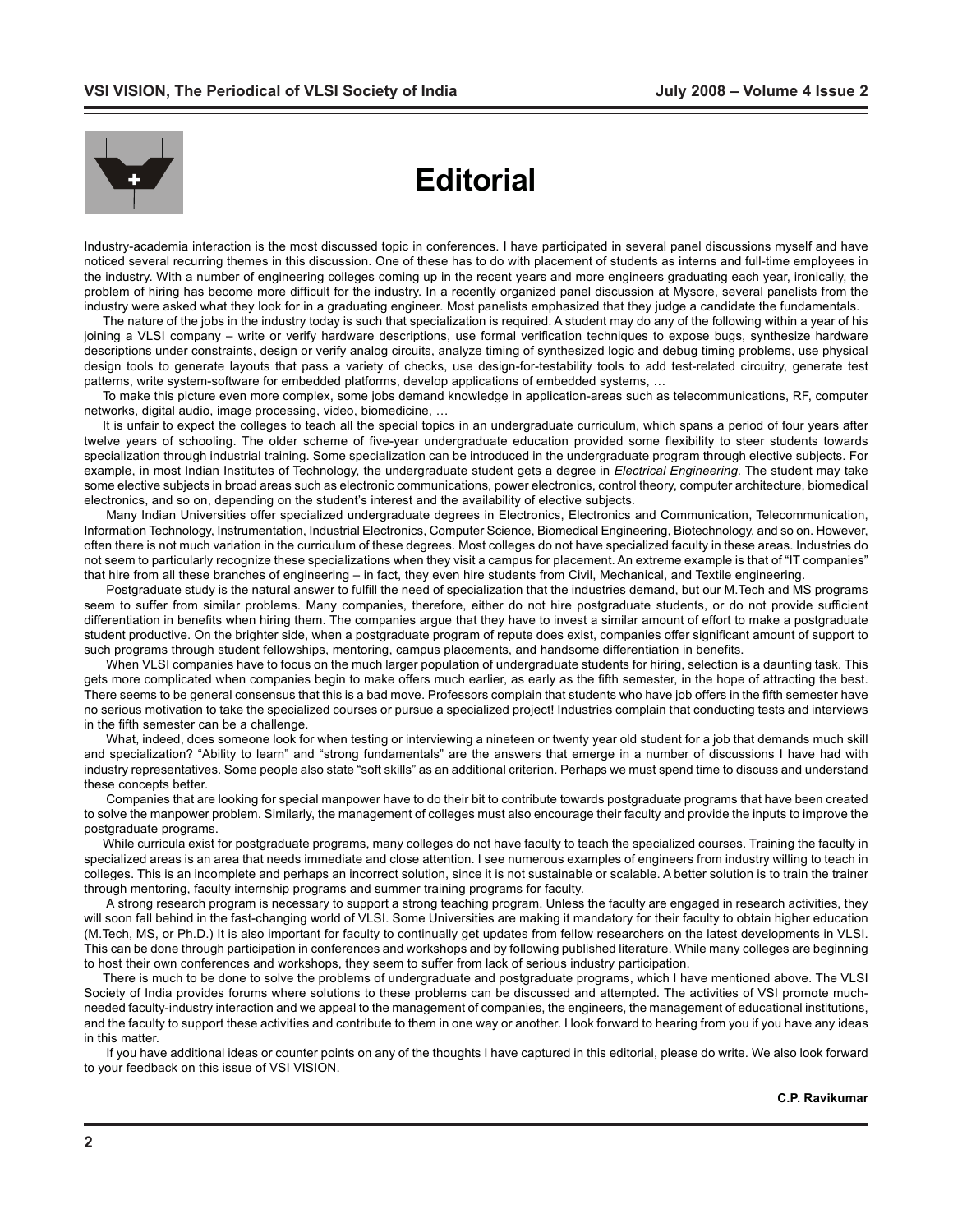# Editorial

Industry-academia interaction is the most discussed topic in conferences. I have participated in several panel discussions myself and have noticed several recurring themes in this discussion. One of these has to do with placement of students as interns and full-time employees in the industry. With a number of engineering colleges coming up in the recent years and more engineers graduating each year, ironically, the problem of hiring has become more difficult for the industry. In a recently organized panel discussion at Mysore, several panelists from the industry were asked what they look for in a graduating engineer. Most panelists emphasized that they judge a candidate the fundamentals.

The nature of the jobs in the industry today is such that specialization is required. A student may do any of the following within a year of his joining a VLSI company – write or verify hardware descriptions, use formal verification techniques to expose bugs, synthesize hardware descriptions under constraints, design or verify analog circuits, analyze timing of synthesized logic and debug timing problems, use physical design tools to generate layouts that pass a variety of checks, use design-for-testability tools to add test-related circuitry, generate test patterns, write system-software for embedded platforms, develop applications of embedded systems, …

To make this picture even more complex, some jobs demand knowledge in application-areas such as telecommunications, RF, computer networks, digital audio, image processing, video, biomedicine, …

It is unfair to expect the colleges to teach all the special topics in an undergraduate curriculum, which spans a period of four years after twelve years of schooling. The older scheme of five-year undergraduate education provided some flexibility to steer students towards specialization through industrial training. Some specialization can be introduced in the undergraduate program through elective subjects. For example, in most Indian Institutes of Technology, the undergraduate student gets a degree in *Electrical Engineering*. The student may take some elective subjects in broad areas such as electronic communications, power electronics, control theory, computer architecture, biomedical electronics, and so on, depending on the student's interest and the availability of elective subjects.

Many Indian Universities offer specialized undergraduate degrees in Electronics, Electronics and Communication, Telecommunication, Information Technology, Instrumentation, Industrial Electronics, Computer Science, Biomedical Engineering, Biotechnology, and so on. However, often there is not much variation in the curriculum of these degrees. Most colleges do not have specialized faculty in these areas. Industries do not seem to particularly recognize these specializations when they visit a campus for placement. An extreme example is that of "IT companies" that hire from all these branches of engineering – in fact, they even hire students from Civil, Mechanical, and Textile engineering.

Postgraduate study is the natural answer to fulfill the need of specialization that the industries demand, but our M.Tech and MS programs seem to suffer from similar problems. Many companies, therefore, either do not hire postgraduate students, or do not provide sufficient differentiation in benefits when hiring them. The companies argue that they have to invest a similar amount of effort to make a postgraduate student productive. On the brighter side, when a postgraduate program of repute does exist, companies offer significant amount of support to such programs through student fellowships, mentoring, campus placements, and handsome differentiation in benefits.

When VLSI companies have to focus on the much larger population of undergraduate students for hiring, selection is a daunting task. This gets more complicated when companies begin to make offers much earlier, as early as the fifth semester, in the hope of attracting the best. There seems to be general consensus that this is a bad move. Professors complain that students who have job offers in the fifth semester have no serious motivation to take the specialized courses or pursue a specialized project! Industries complain that conducting tests and interviews in the fifth semester can be a challenge.

What, indeed, does someone look for when testing or interviewing a nineteen or twenty year old student for a job that demands much skill and specialization? "Ability to learn" and "strong fundamentals" are the answers that emerge in a number of discussions I have had with industry representatives. Some people also state "soft skills" as an additional criterion. Perhaps we must spend time to discuss and understand these concepts better.

Companies that are looking for special manpower have to do their bit to contribute towards postgraduate programs that have been created to solve the manpower problem. Similarly, the management of colleges must also encourage their faculty and provide the inputs to improve the postgraduate programs.

While curricula exist for postgraduate programs, many colleges do not have faculty to teach the specialized courses. Training the faculty in specialized areas is an area that needs immediate and close attention. I see numerous examples of engineers from industry willing to teach in colleges. This is an incomplete and perhaps an incorrect solution, since it is not sustainable or scalable. A better solution is to train the trainer through mentoring, faculty internship programs and summer training programs for faculty.

A strong research program is necessary to support a strong teaching program. Unless the faculty are engaged in research activities, they will soon fall behind in the fast-changing world of VLSI. Some Universities are making it mandatory for their faculty to obtain higher education (M.Tech, MS, or Ph.D.) It is also important for faculty to continually get updates from fellow researchers on the latest developments in VLSI. This can be done through participation in conferences and workshops and by following published literature. While many colleges are beginning to host their own conferences and workshops, they seem to suffer from lack of serious industry participation.

There is much to be done to solve the problems of undergraduate and postgraduate programs, which I have mentioned above. The VLSI Society of India provides forums where solutions to these problems can be discussed and attempted. The activities of VSI promote much-needed faculty-industry interaction and we appeal to the management of companies, the engineers, the management of educational institutions, and the faculty to support these activities and contribute to them in one way or another. I look forward to hearing from you if you have any ideas in this matter.

If you have additional ideas or counter points on any of the thoughts I have captured in this editorial, please do write. We also look forward to your feedback on this issue of VSI VISION.

**C.P. Ravikumar**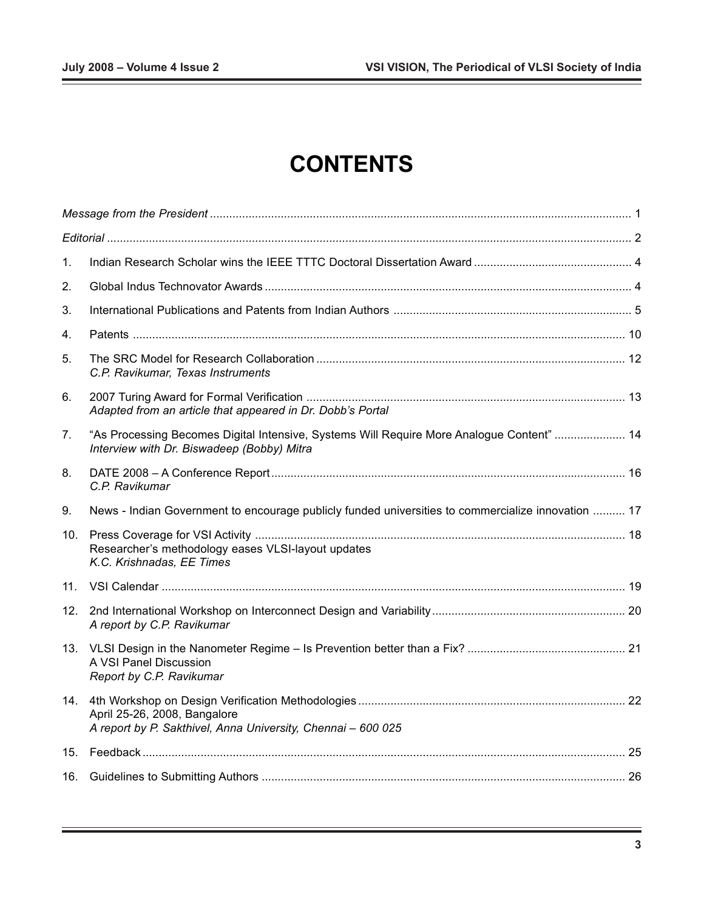# CONTENTS

*Message from the President* ........ 1

*Editorial* ........ 2

1. Indian Research Scholar wins the IEEE TTTC Doctoral Dissertation Award ........ 4
2. Global Indus Technovator Awards ........ 4
3. International Publications and Patents from Indian Authors ........ 5
4. Patents ........ 10
5. The SRC Model for Research Collaboration ........ 12
   *C.P. Ravikumar, Texas Instruments*
6. 2007 Turing Award for Formal Verification ........ 13
   *Adapted from an article that appeared in Dr. Dobb's Portal*
7. "As Processing Becomes Digital Intensive, Systems Will Require More Analogue Content" ........ 14
   *Interview with Dr. Biswadeep (Bobby) Mitra*
8. DATE 2008 – A Conference Report ........ 16
   *C.P. Ravikumar*
9. News - Indian Government to encourage publicly funded universities to commercialize innovation ........ 17
10. Press Coverage for VSI Activity ........ 18
    Researcher's methodology eases VLSI-layout updates
    *K.C. Krishnadas, EE Times*
11. VSI Calendar ........ 19
12. 2nd International Workshop on Interconnect Design and Variability ........ 20
    *A report by C.P. Ravikumar*
13. VLSI Design in the Nanometer Regime – Is Prevention better than a Fix? ........ 21
    A VSI Panel Discussion
    *Report by C.P. Ravikumar*
14. 4th Workshop on Design Verification Methodologies ........ 22
    April 25-26, 2008, Bangalore
    *A report by P. Sakthivel, Anna University, Chennai – 600 025*
15. Feedback ........ 25
16. Guidelines to Submitting Authors ........ 26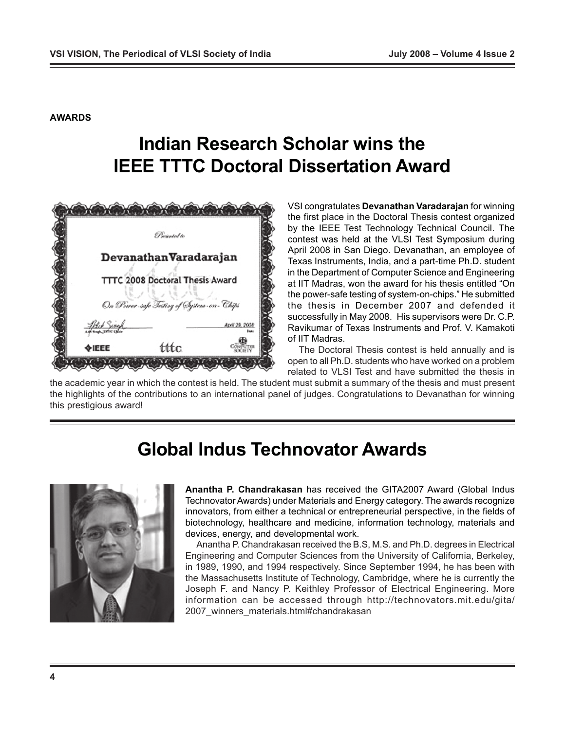**AWARDS**

# Indian Research Scholar wins the IEEE TTTC Doctoral Dissertation Award

VSI congratulates **Devanathan Varadarajan** for winning the first place in the Doctoral Thesis contest organized by the IEEE Test Technology Technical Council. The contest was held at the VLSI Test Symposium during April 2008 in San Diego. Devanathan, an employee of Texas Instruments, India, and a part-time Ph.D. student in the Department of Computer Science and Engineering at IIT Madras, won the award for his thesis entitled "On the power-safe testing of system-on-chips." He submitted the thesis in December 2007 and defended it successfully in May 2008. His supervisors were Dr. C.P. Ravikumar of Texas Instruments and Prof. V. Kamakoti of IIT Madras.

The Doctoral Thesis contest is held annually and is open to all Ph.D. students who have worked on a problem related to VLSI Test and have submitted the thesis in the academic year in which the contest is held. The student must submit a summary of the thesis and must present the highlights of the contributions to an international panel of judges. Congratulations to Devanathan for winning this prestigious award!

# Global Indus Technovator Awards

**Anantha P. Chandrakasan** has received the GITA2007 Award (Global Indus Technovator Awards) under Materials and Energy category. The awards recognize innovators, from either a technical or entrepreneurial perspective, in the fields of biotechnology, healthcare and medicine, information technology, materials and devices, energy, and developmental work.

Anantha P. Chandrakasan received the B.S, M.S. and Ph.D. degrees in Electrical Engineering and Computer Sciences from the University of California, Berkeley, in 1989, 1990, and 1994 respectively. Since September 1994, he has been with the Massachusetts Institute of Technology, Cambridge, where he is currently the Joseph F. and Nancy P. Keithley Professor of Electrical Engineering. More information can be accessed through http://technovators.mit.edu/gita/2007_winners_materials.html#chandrakasan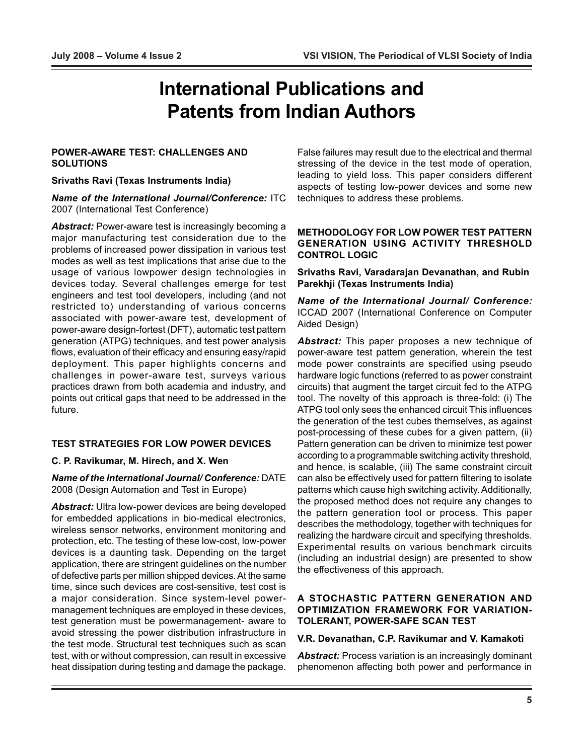# International Publications and Patents from Indian Authors

### POWER-AWARE TEST: CHALLENGES AND SOLUTIONS

**Srivaths Ravi (Texas Instruments India)**

***Name of the International Journal/Conference:*** ITC 2007 (International Test Conference)

***Abstract:*** Power-aware test is increasingly becoming a major manufacturing test consideration due to the problems of increased power dissipation in various test modes as well as test implications that arise due to the usage of various lowpower design technologies in devices today. Several challenges emerge for test engineers and test tool developers, including (and not restricted to) understanding of various concerns associated with power-aware test, development of power-aware design-fortest (DFT), automatic test pattern generation (ATPG) techniques, and test power analysis flows, evaluation of their efficacy and ensuring easy/rapid deployment. This paper highlights concerns and challenges in power-aware test, surveys various practices drawn from both academia and industry, and points out critical gaps that need to be addressed in the future.

### TEST STRATEGIES FOR LOW POWER DEVICES

**C. P. Ravikumar, M. Hirech, and X. Wen**

***Name of the International Journal/ Conference:*** DATE 2008 (Design Automation and Test in Europe)

***Abstract:*** Ultra low-power devices are being developed for embedded applications in bio-medical electronics, wireless sensor networks, environment monitoring and protection, etc. The testing of these low-cost, low-power devices is a daunting task. Depending on the target application, there are stringent guidelines on the number of defective parts per million shipped devices. At the same time, since such devices are cost-sensitive, test cost is a major consideration. Since system-level power-management techniques are employed in these devices, test generation must be powermanagement- aware to avoid stressing the power distribution infrastructure in the test mode. Structural test techniques such as scan test, with or without compression, can result in excessive heat dissipation during testing and damage the package. False failures may result due to the electrical and thermal stressing of the device in the test mode of operation, leading to yield loss. This paper considers different aspects of testing low-power devices and some new techniques to address these problems.

### METHODOLOGY FOR LOW POWER TEST PATTERN GENERATION USING ACTIVITY THRESHOLD CONTROL LOGIC

**Srivaths Ravi, Varadarajan Devanathan, and Rubin Parekhji (Texas Instruments India)**

***Name of the International Journal/ Conference:*** ICCAD 2007 (International Conference on Computer Aided Design)

***Abstract:*** This paper proposes a new technique of power-aware test pattern generation, wherein the test mode power constraints are specified using pseudo hardware logic functions (referred to as power constraint circuits) that augment the target circuit fed to the ATPG tool. The novelty of this approach is three-fold: (i) The ATPG tool only sees the enhanced circuit This influences the generation of the test cubes themselves, as against post-processing of these cubes for a given pattern, (ii) Pattern generation can be driven to minimize test power according to a programmable switching activity threshold, and hence, is scalable, (iii) The same constraint circuit can also be effectively used for pattern filtering to isolate patterns which cause high switching activity. Additionally, the proposed method does not require any changes to the pattern generation tool or process. This paper describes the methodology, together with techniques for realizing the hardware circuit and specifying thresholds. Experimental results on various benchmark circuits (including an industrial design) are presented to show the effectiveness of this approach.

### A STOCHASTIC PATTERN GENERATION AND OPTIMIZATION FRAMEWORK FOR VARIATION-TOLERANT, POWER-SAFE SCAN TEST

**V.R. Devanathan, C.P. Ravikumar and V. Kamakoti**

***Abstract:*** Process variation is an increasingly dominant phenomenon affecting both power and performance in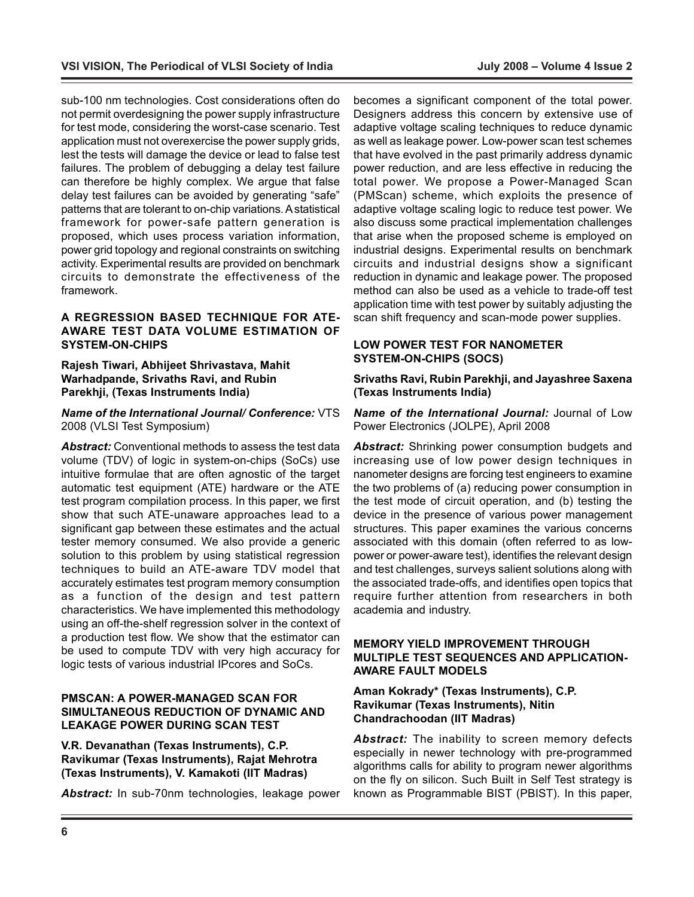sub-100 nm technologies. Cost considerations often do not permit overdesigning the power supply infrastructure for test mode, considering the worst-case scenario. Test application must not overexercise the power supply grids, lest the tests will damage the device or lead to false test failures. The problem of debugging a delay test failure can therefore be highly complex. We argue that false delay test failures can be avoided by generating "safe" patterns that are tolerant to on-chip variations. A statistical framework for power-safe pattern generation is proposed, which uses process variation information, power grid topology and regional constraints on switching activity. Experimental results are provided on benchmark circuits to demonstrate the effectiveness of the framework.

### A REGRESSION BASED TECHNIQUE FOR ATE-AWARE TEST DATA VOLUME ESTIMATION OF SYSTEM-ON-CHIPS

**Rajesh Tiwari, Abhijeet Shrivastava, Mahit Warhadpande, Srivaths Ravi, and Rubin Parekhji, (Texas Instruments India)**

***Name of the International Journal/ Conference:*** VTS 2008 (VLSI Test Symposium)

***Abstract:*** Conventional methods to assess the test data volume (TDV) of logic in system-on-chips (SoCs) use intuitive formulae that are often agnostic of the target automatic test equipment (ATE) hardware or the ATE test program compilation process. In this paper, we first show that such ATE-unaware approaches lead to a significant gap between these estimates and the actual tester memory consumed. We also provide a generic solution to this problem by using statistical regression techniques to build an ATE-aware TDV model that accurately estimates test program memory consumption as a function of the design and test pattern characteristics. We have implemented this methodology using an off-the-shelf regression solver in the context of a production test flow. We show that the estimator can be used to compute TDV with very high accuracy for logic tests of various industrial IPcores and SoCs.

### PMSCAN: A POWER-MANAGED SCAN FOR SIMULTANEOUS REDUCTION OF DYNAMIC AND LEAKAGE POWER DURING SCAN TEST

**V.R. Devanathan (Texas Instruments), C.P. Ravikumar (Texas Instruments), Rajat Mehrotra (Texas Instruments), V. Kamakoti (IIT Madras)**

***Abstract:*** In sub-70nm technologies, leakage power becomes a significant component of the total power. Designers address this concern by extensive use of adaptive voltage scaling techniques to reduce dynamic as well as leakage power. Low-power scan test schemes that have evolved in the past primarily address dynamic power reduction, and are less effective in reducing the total power. We propose a Power-Managed Scan (PMScan) scheme, which exploits the presence of adaptive voltage scaling logic to reduce test power. We also discuss some practical implementation challenges that arise when the proposed scheme is employed on industrial designs. Experimental results on benchmark circuits and industrial designs show a significant reduction in dynamic and leakage power. The proposed method can also be used as a vehicle to trade-off test application time with test power by suitably adjusting the scan shift frequency and scan-mode power supplies.

### LOW POWER TEST FOR NANOMETER SYSTEM-ON-CHIPS (SOCS)

**Srivaths Ravi, Rubin Parekhji, and Jayashree Saxena (Texas Instruments India)**

***Name of the International Journal:*** Journal of Low Power Electronics (JOLPE), April 2008

***Abstract:*** Shrinking power consumption budgets and increasing use of low power design techniques in nanometer designs are forcing test engineers to examine the two problems of (a) reducing power consumption in the test mode of circuit operation, and (b) testing the device in the presence of various power management structures. This paper examines the various concerns associated with this domain (often referred to as low-power or power-aware test), identifies the relevant design and test challenges, surveys salient solutions along with the associated trade-offs, and identifies open topics that require further attention from researchers in both academia and industry.

### MEMORY YIELD IMPROVEMENT THROUGH MULTIPLE TEST SEQUENCES AND APPLICATION-AWARE FAULT MODELS

**Aman Kokrady* (Texas Instruments), C.P. Ravikumar (Texas Instruments), Nitin Chandrachoodan (IIT Madras)**

***Abstract:*** The inability to screen memory defects especially in newer technology with pre-programmed algorithms calls for ability to program newer algorithms on the fly on silicon. Such Built in Self Test strategy is known as Programmable BIST (PBIST). In this paper,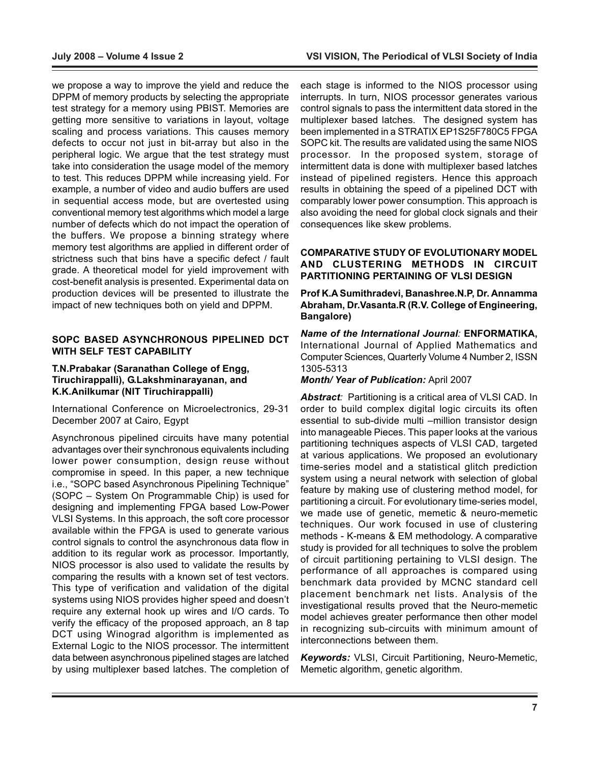we propose a way to improve the yield and reduce the DPPM of memory products by selecting the appropriate test strategy for a memory using PBIST. Memories are getting more sensitive to variations in layout, voltage scaling and process variations. This causes memory defects to occur not just in bit-array but also in the peripheral logic. We argue that the test strategy must take into consideration the usage model of the memory to test. This reduces DPPM while increasing yield. For example, a number of video and audio buffers are used in sequential access mode, but are overtested using conventional memory test algorithms which model a large number of defects which do not impact the operation of the buffers. We propose a binning strategy where memory test algorithms are applied in different order of strictness such that bins have a specific defect / fault grade. A theoretical model for yield improvement with cost-benefit analysis is presented. Experimental data on production devices will be presented to illustrate the impact of new techniques both on yield and DPPM.

### SOPC BASED ASYNCHRONOUS PIPELINED DCT WITH SELF TEST CAPABILITY

**T.N.Prabakar (Saranathan College of Engg, Tiruchirappalli), G.Lakshminarayanan, and K.K.Anilkumar (NIT Tiruchirappalli)**

International Conference on Microelectronics, 29-31 December 2007 at Cairo, Egypt

Asynchronous pipelined circuits have many potential advantages over their synchronous equivalents including lower power consumption, design reuse without compromise in speed. In this paper, a new technique i.e., "SOPC based Asynchronous Pipelining Technique" (SOPC – System On Programmable Chip) is used for designing and implementing FPGA based Low-Power VLSI Systems. In this approach, the soft core processor available within the FPGA is used to generate various control signals to control the asynchronous data flow in addition to its regular work as processor. Importantly, NIOS processor is also used to validate the results by comparing the results with a known set of test vectors. This type of verification and validation of the digital systems using NIOS provides higher speed and doesn't require any external hook up wires and I/O cards. To verify the efficacy of the proposed approach, an 8 tap DCT using Winograd algorithm is implemented as External Logic to the NIOS processor. The intermittent data between asynchronous pipelined stages are latched by using multiplexer based latches. The completion of each stage is informed to the NIOS processor using interrupts. In turn, NIOS processor generates various control signals to pass the intermittent data stored in the multiplexer based latches. The designed system has been implemented in a STRATIX EP1S25F780C5 FPGA SOPC kit. The results are validated using the same NIOS processor. In the proposed system, storage of intermittent data is done with multiplexer based latches instead of pipelined registers. Hence this approach results in obtaining the speed of a pipelined DCT with comparably lower power consumption. This approach is also avoiding the need for global clock signals and their consequences like skew problems.

### COMPARATIVE STUDY OF EVOLUTIONARY MODEL AND CLUSTERING METHODS IN CIRCUIT PARTITIONING PERTAINING OF VLSI DESIGN

**Prof K.A Sumithradevi, Banashree.N.P, Dr. Annamma Abraham, Dr.Vasanta.R (R.V. College of Engineering, Bangalore)**

***Name of the International Journal:*** **ENFORMATIKA,** International Journal of Applied Mathematics and Computer Sciences, Quarterly Volume 4 Number 2, ISSN 1305-5313

***Month/ Year of Publication:*** April 2007

***Abstract:*** Partitioning is a critical area of VLSI CAD. In order to build complex digital logic circuits its often essential to sub-divide multi –million transistor design into manageable Pieces. This paper looks at the various partitioning techniques aspects of VLSI CAD, targeted at various applications. We proposed an evolutionary time-series model and a statistical glitch prediction system using a neural network with selection of global feature by making use of clustering method model, for partitioning a circuit. For evolutionary time-series model, we made use of genetic, memetic & neuro-memetic techniques. Our work focused in use of clustering methods - K-means & EM methodology. A comparative study is provided for all techniques to solve the problem of circuit partitioning pertaining to VLSI design. The performance of all approaches is compared using benchmark data provided by MCNC standard cell placement benchmark net lists. Analysis of the investigational results proved that the Neuro-memetic model achieves greater performance then other model in recognizing sub-circuits with minimum amount of interconnections between them.

***Keywords:*** VLSI, Circuit Partitioning, Neuro-Memetic, Memetic algorithm, genetic algorithm.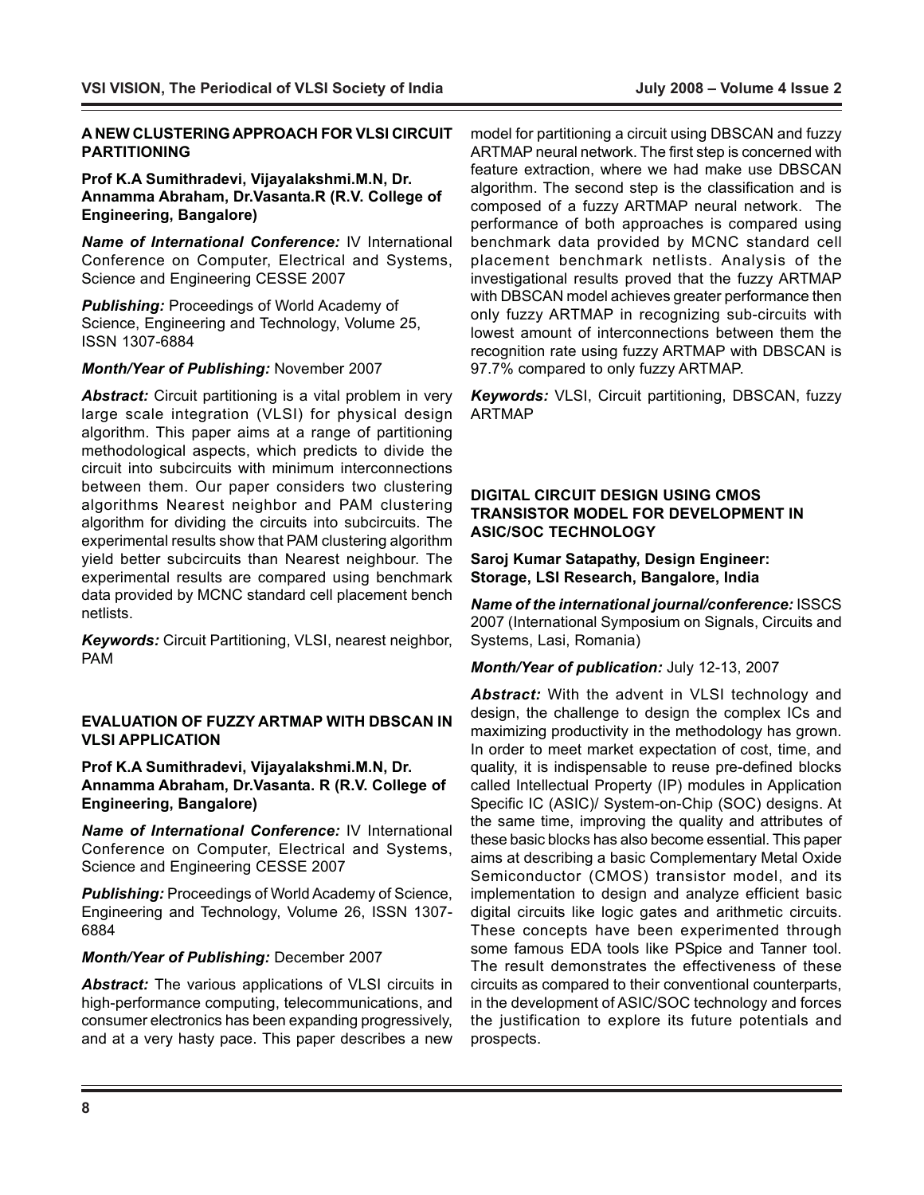## A NEW CLUSTERING APPROACH FOR VLSI CIRCUIT PARTITIONING

**Prof K.A Sumithradevi, Vijayalakshmi.M.N, Dr. Annamma Abraham, Dr.Vasanta.R (R.V. College of Engineering, Bangalore)**

***Name of International Conference:*** IV International Conference on Computer, Electrical and Systems, Science and Engineering CESSE 2007

***Publishing:*** Proceedings of World Academy of Science, Engineering and Technology, Volume 25, ISSN 1307-6884

***Month/Year of Publishing:*** November 2007

***Abstract:*** Circuit partitioning is a vital problem in very large scale integration (VLSI) for physical design algorithm. This paper aims at a range of partitioning methodological aspects, which predicts to divide the circuit into subcircuits with minimum interconnections between them. Our paper considers two clustering algorithms Nearest neighbor and PAM clustering algorithm for dividing the circuits into subcircuits. The experimental results show that PAM clustering algorithm yield better subcircuits than Nearest neighbour. The experimental results are compared using benchmark data provided by MCNC standard cell placement bench netlists.

***Keywords:*** Circuit Partitioning, VLSI, nearest neighbor, PAM

## EVALUATION OF FUZZY ARTMAP WITH DBSCAN IN VLSI APPLICATION

**Prof K.A Sumithradevi, Vijayalakshmi.M.N, Dr. Annamma Abraham, Dr.Vasanta. R (R.V. College of Engineering, Bangalore)**

***Name of International Conference:*** IV International Conference on Computer, Electrical and Systems, Science and Engineering CESSE 2007

***Publishing:*** Proceedings of World Academy of Science, Engineering and Technology, Volume 26, ISSN 1307-6884

***Month/Year of Publishing:*** December 2007

***Abstract:*** The various applications of VLSI circuits in high-performance computing, telecommunications, and consumer electronics has been expanding progressively, and at a very hasty pace. This paper describes a new model for partitioning a circuit using DBSCAN and fuzzy ARTMAP neural network. The first step is concerned with feature extraction, where we had make use DBSCAN algorithm. The second step is the classification and is composed of a fuzzy ARTMAP neural network. The performance of both approaches is compared using benchmark data provided by MCNC standard cell placement benchmark netlists. Analysis of the investigational results proved that the fuzzy ARTMAP with DBSCAN model achieves greater performance then only fuzzy ARTMAP in recognizing sub-circuits with lowest amount of interconnections between them the recognition rate using fuzzy ARTMAP with DBSCAN is 97.7% compared to only fuzzy ARTMAP.

***Keywords:*** VLSI, Circuit partitioning, DBSCAN, fuzzy ARTMAP

## DIGITAL CIRCUIT DESIGN USING CMOS TRANSISTOR MODEL FOR DEVELOPMENT IN ASIC/SOC TECHNOLOGY

**Saroj Kumar Satapathy, Design Engineer: Storage, LSI Research, Bangalore, India**

***Name of the international journal/conference:*** ISSCS 2007 (International Symposium on Signals, Circuits and Systems, Lasi, Romania)

***Month/Year of publication:*** July 12-13, 2007

***Abstract:*** With the advent in VLSI technology and design, the challenge to design the complex ICs and maximizing productivity in the methodology has grown. In order to meet market expectation of cost, time, and quality, it is indispensable to reuse pre-defined blocks called Intellectual Property (IP) modules in Application Specific IC (ASIC)/ System-on-Chip (SOC) designs. At the same time, improving the quality and attributes of these basic blocks has also become essential. This paper aims at describing a basic Complementary Metal Oxide Semiconductor (CMOS) transistor model, and its implementation to design and analyze efficient basic digital circuits like logic gates and arithmetic circuits. These concepts have been experimented through some famous EDA tools like PSpice and Tanner tool. The result demonstrates the effectiveness of these circuits as compared to their conventional counterparts, in the development of ASIC/SOC technology and forces the justification to explore its future potentials and prospects.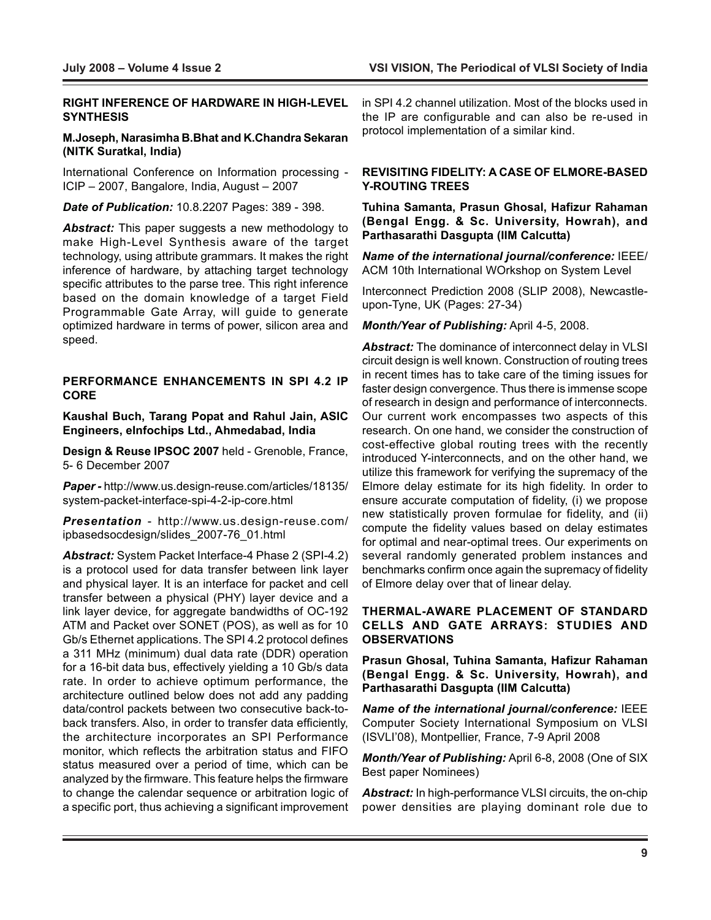**RIGHT INFERENCE OF HARDWARE IN HIGH-LEVEL SYNTHESIS**

**M.Joseph, Narasimha B.Bhat and K.Chandra Sekaran (NITK Suratkal, India)**

International Conference on Information processing - ICIP – 2007, Bangalore, India, August – 2007

***Date of Publication:*** 10.8.2207 Pages: 389 - 398.

***Abstract:*** This paper suggests a new methodology to make High-Level Synthesis aware of the target technology, using attribute grammars. It makes the right inference of hardware, by attaching target technology specific attributes to the parse tree. This right inference based on the domain knowledge of a target Field Programmable Gate Array, will guide to generate optimized hardware in terms of power, silicon area and speed.

**PERFORMANCE ENHANCEMENTS IN SPI 4.2 IP CORE**

**Kaushal Buch, Tarang Popat and Rahul Jain, ASIC Engineers, eInfochips Ltd., Ahmedabad, India**

**Design & Reuse IPSOC 2007** held - Grenoble, France, 5- 6 December 2007

***Paper -*** http://www.us.design-reuse.com/articles/18135/system-packet-interface-spi-4-2-ip-core.html

***Presentation*** - http://www.us.design-reuse.com/ipbasedsocdesign/slides_2007-76_01.html

***Abstract:*** System Packet Interface-4 Phase 2 (SPI-4.2) is a protocol used for data transfer between link layer and physical layer. It is an interface for packet and cell transfer between a physical (PHY) layer device and a link layer device, for aggregate bandwidths of OC-192 ATM and Packet over SONET (POS), as well as for 10 Gb/s Ethernet applications. The SPI 4.2 protocol defines a 311 MHz (minimum) dual data rate (DDR) operation for a 16-bit data bus, effectively yielding a 10 Gb/s data rate. In order to achieve optimum performance, the architecture outlined below does not add any padding data/control packets between two consecutive back-to-back transfers. Also, in order to transfer data efficiently, the architecture incorporates an SPI Performance monitor, which reflects the arbitration status and FIFO status measured over a period of time, which can be analyzed by the firmware. This feature helps the firmware to change the calendar sequence or arbitration logic of a specific port, thus achieving a significant improvement in SPI 4.2 channel utilization. Most of the blocks used in the IP are configurable and can also be re-used in protocol implementation of a similar kind.

**REVISITING FIDELITY: A CASE OF ELMORE-BASED Y-ROUTING TREES**

**Tuhina Samanta, Prasun Ghosal, Hafizur Rahaman (Bengal Engg. & Sc. University, Howrah), and Parthasarathi Dasgupta (IIM Calcutta)**

***Name of the international journal/conference:*** IEEE/ACM 10th International WOrkshop on System Level Interconnect Prediction 2008 (SLIP 2008), Newcastle-upon-Tyne, UK (Pages: 27-34)

***Month/Year of Publishing:*** April 4-5, 2008.

***Abstract:*** The dominance of interconnect delay in VLSI circuit design is well known. Construction of routing trees in recent times has to take care of the timing issues for faster design convergence. Thus there is immense scope of research in design and performance of interconnects. Our current work encompasses two aspects of this research. On one hand, we consider the construction of cost-effective global routing trees with the recently introduced Y-interconnects, and on the other hand, we utilize this framework for verifying the supremacy of the Elmore delay estimate for its high fidelity. In order to ensure accurate computation of fidelity, (i) we propose new statistically proven formulae for fidelity, and (ii) compute the fidelity values based on delay estimates for optimal and near-optimal trees. Our experiments on several randomly generated problem instances and benchmarks confirm once again the supremacy of fidelity of Elmore delay over that of linear delay.

**THERMAL-AWARE PLACEMENT OF STANDARD CELLS AND GATE ARRAYS: STUDIES AND OBSERVATIONS**

**Prasun Ghosal, Tuhina Samanta, Hafizur Rahaman (Bengal Engg. & Sc. University, Howrah), and Parthasarathi Dasgupta (IIM Calcutta)**

***Name of the international journal/conference:*** IEEE Computer Society International Symposium on VLSI (ISVLI'08), Montpellier, France, 7-9 April 2008

***Month/Year of Publishing:*** April 6-8, 2008 (One of SIX Best paper Nominees)

***Abstract:*** In high-performance VLSI circuits, the on-chip power densities are playing dominant role due to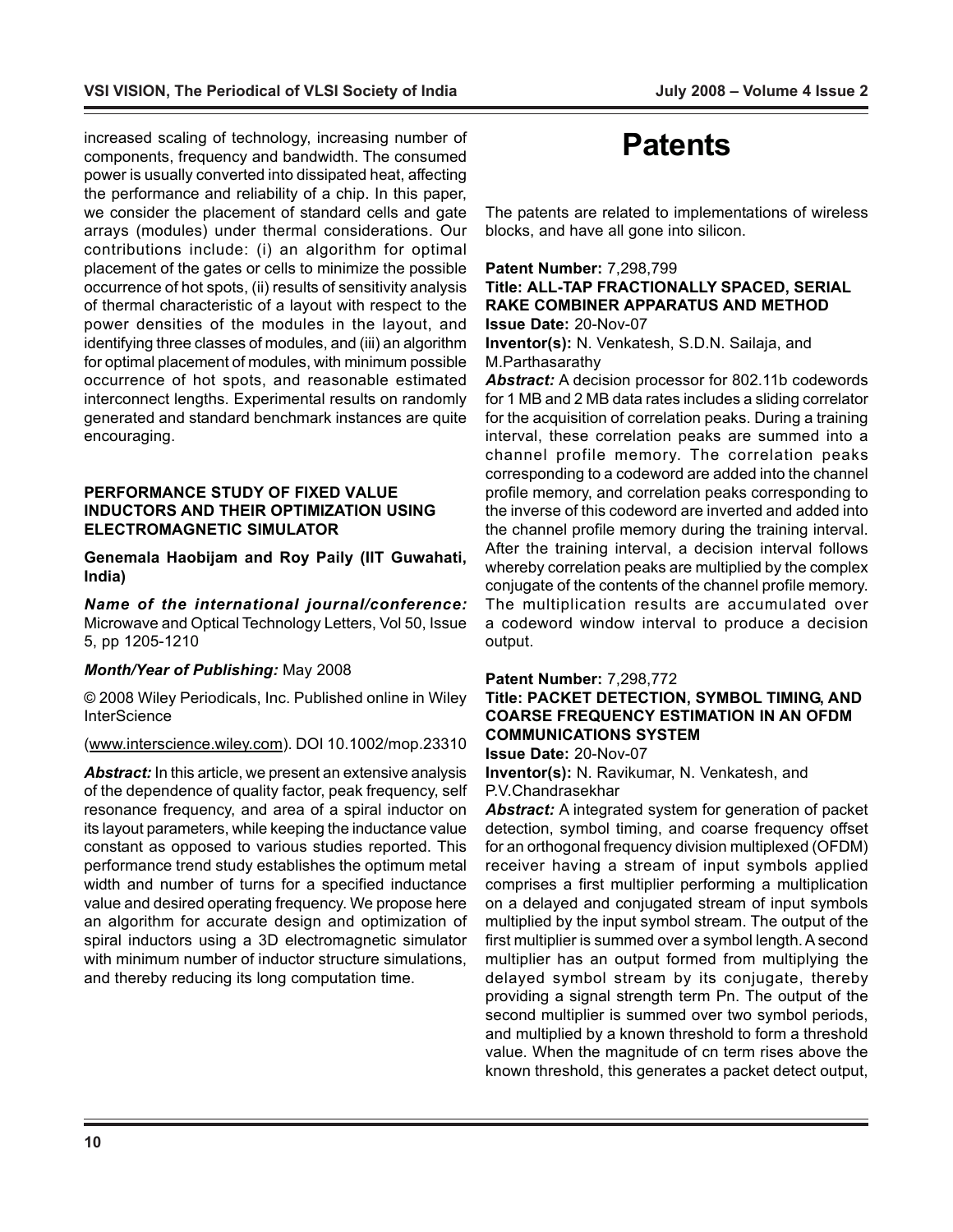increased scaling of technology, increasing number of components, frequency and bandwidth. The consumed power is usually converted into dissipated heat, affecting the performance and reliability of a chip. In this paper, we consider the placement of standard cells and gate arrays (modules) under thermal considerations. Our contributions include: (i) an algorithm for optimal placement of the gates or cells to minimize the possible occurrence of hot spots, (ii) results of sensitivity analysis of thermal characteristic of a layout with respect to the power densities of the modules in the layout, and identifying three classes of modules, and (iii) an algorithm for optimal placement of modules, with minimum possible occurrence of hot spots, and reasonable estimated interconnect lengths. Experimental results on randomly generated and standard benchmark instances are quite encouraging.

### PERFORMANCE STUDY OF FIXED VALUE INDUCTORS AND THEIR OPTIMIZATION USING ELECTROMAGNETIC SIMULATOR

**Genemala Haobijam and Roy Paily (IIT Guwahati, India)**

***Name of the international journal/conference:*** Microwave and Optical Technology Letters, Vol 50, Issue 5, pp 1205-1210

***Month/Year of Publishing:*** May 2008

© 2008 Wiley Periodicals, Inc. Published online in Wiley InterScience

(www.interscience.wiley.com). DOI 10.1002/mop.23310

***Abstract:*** In this article, we present an extensive analysis of the dependence of quality factor, peak frequency, self resonance frequency, and area of a spiral inductor on its layout parameters, while keeping the inductance value constant as opposed to various studies reported. This performance trend study establishes the optimum metal width and number of turns for a specified inductance value and desired operating frequency. We propose here an algorithm for accurate design and optimization of spiral inductors using a 3D electromagnetic simulator with minimum number of inductor structure simulations, and thereby reducing its long computation time.

# Patents

The patents are related to implementations of wireless blocks, and have all gone into silicon.

**Patent Number:** 7,298,799

**Title: ALL-TAP FRACTIONALLY SPACED, SERIAL RAKE COMBINER APPARATUS AND METHOD**

**Issue Date:** 20-Nov-07

**Inventor(s):** N. Venkatesh, S.D.N. Sailaja, and M.Parthasarathy

***Abstract:*** A decision processor for 802.11b codewords for 1 MB and 2 MB data rates includes a sliding correlator for the acquisition of correlation peaks. During a training interval, these correlation peaks are summed into a channel profile memory. The correlation peaks corresponding to a codeword are added into the channel profile memory, and correlation peaks corresponding to the inverse of this codeword are inverted and added into the channel profile memory during the training interval. After the training interval, a decision interval follows whereby correlation peaks are multiplied by the complex conjugate of the contents of the channel profile memory. The multiplication results are accumulated over a codeword window interval to produce a decision output.

**Patent Number:** 7,298,772

**Title: PACKET DETECTION, SYMBOL TIMING, AND COARSE FREQUENCY ESTIMATION IN AN OFDM COMMUNICATIONS SYSTEM**

**Issue Date:** 20-Nov-07

**Inventor(s):** N. Ravikumar, N. Venkatesh, and P.V.Chandrasekhar

***Abstract:*** A integrated system for generation of packet detection, symbol timing, and coarse frequency offset for an orthogonal frequency division multiplexed (OFDM) receiver having a stream of input symbols applied comprises a first multiplier performing a multiplication on a delayed and conjugated stream of input symbols multiplied by the input symbol stream. The output of the first multiplier is summed over a symbol length. A second multiplier has an output formed from multiplying the delayed symbol stream by its conjugate, thereby providing a signal strength term Pn. The output of the second multiplier is summed over two symbol periods, and multiplied by a known threshold to form a threshold value. When the magnitude of cn term rises above the known threshold, this generates a packet detect output,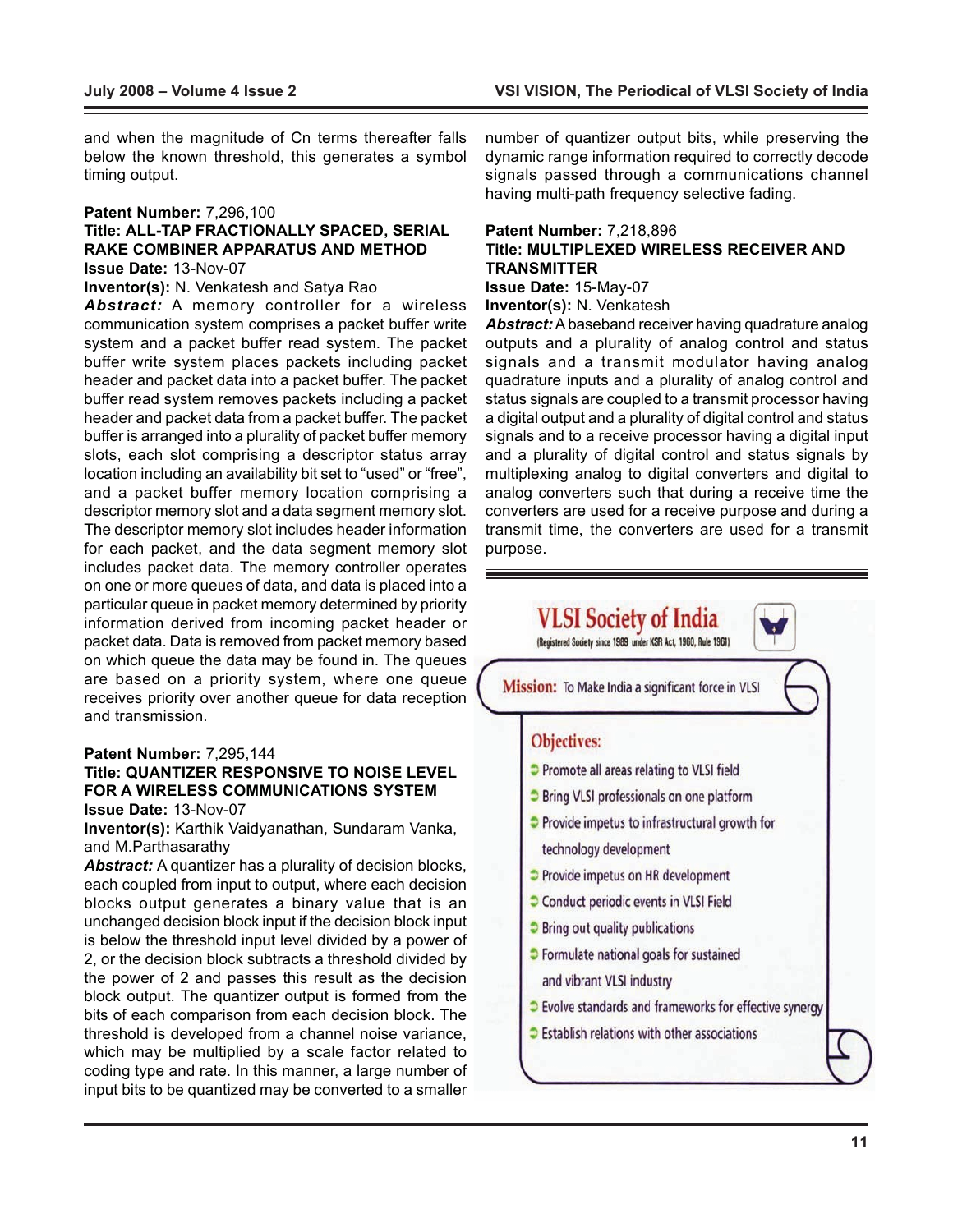and when the magnitude of Cn terms thereafter falls below the known threshold, this generates a symbol timing output.

**Patent Number:** 7,296,100
**Title: ALL-TAP FRACTIONALLY SPACED, SERIAL RAKE COMBINER APPARATUS AND METHOD**
**Issue Date:** 13-Nov-07
**Inventor(s):** N. Venkatesh and Satya Rao

***Abstract:*** A memory controller for a wireless communication system comprises a packet buffer write system and a packet buffer read system. The packet buffer write system places packets including packet header and packet data into a packet buffer. The packet buffer read system removes packets including a packet header and packet data from a packet buffer. The packet buffer is arranged into a plurality of packet buffer memory slots, each slot comprising a descriptor status array location including an availability bit set to "used" or "free", and a packet buffer memory location comprising a descriptor memory slot and a data segment memory slot. The descriptor memory slot includes header information for each packet, and the data segment memory slot includes packet data. The memory controller operates on one or more queues of data, and data is placed into a particular queue in packet memory determined by priority information derived from incoming packet header or packet data. Data is removed from packet memory based on which queue the data may be found in. The queues are based on a priority system, where one queue receives priority over another queue for data reception and transmission.

**Patent Number:** 7,295,144
**Title: QUANTIZER RESPONSIVE TO NOISE LEVEL FOR A WIRELESS COMMUNICATIONS SYSTEM**
**Issue Date:** 13-Nov-07
**Inventor(s):** Karthik Vaidyanathan, Sundaram Vanka, and M.Parthasarathy

***Abstract:*** A quantizer has a plurality of decision blocks, each coupled from input to output, where each decision blocks output generates a binary value that is an unchanged decision block input if the decision block input is below the threshold input level divided by a power of 2, or the decision block subtracts a threshold divided by the power of 2 and passes this result as the decision block output. The quantizer output is formed from the bits of each comparison from each decision block. The threshold is developed from a channel noise variance, which may be multiplied by a scale factor related to coding type and rate. In this manner, a large number of input bits to be quantized may be converted to a smaller number of quantizer output bits, while preserving the dynamic range information required to correctly decode signals passed through a communications channel having multi-path frequency selective fading.

**Patent Number:** 7,218,896
**Title: MULTIPLEXED WIRELESS RECEIVER AND TRANSMITTER**
**Issue Date:** 15-May-07
**Inventor(s):** N. Venkatesh

***Abstract:*** A baseband receiver having quadrature analog outputs and a plurality of analog control and status signals and a transmit modulator having analog quadrature inputs and a plurality of analog control and status signals are coupled to a transmit processor having a digital output and a plurality of digital control and status signals and to a receive processor having a digital input and a plurality of digital control and status signals by multiplexing analog to digital converters and digital to analog converters such that during a receive time the converters are used for a receive purpose and during a transmit time, the converters are used for a transmit purpose.

---

## VLSI Society of India

(Registered Society since 1989 under KSR Act, 1960, Rule 1961)

**Mission:** To Make India a significant force in VLSI

**Objectives:**

- Promote all areas relating to VLSI field
- Bring VLSI professionals on one platform
- Provide impetus to infrastructural growth for technology development
- Provide impetus on HR development
- Conduct periodic events in VLSI Field
- Bring out quality publications
- Formulate national goals for sustained and vibrant VLSI industry
- Evolve standards and frameworks for effective synergy
- Establish relations with other associations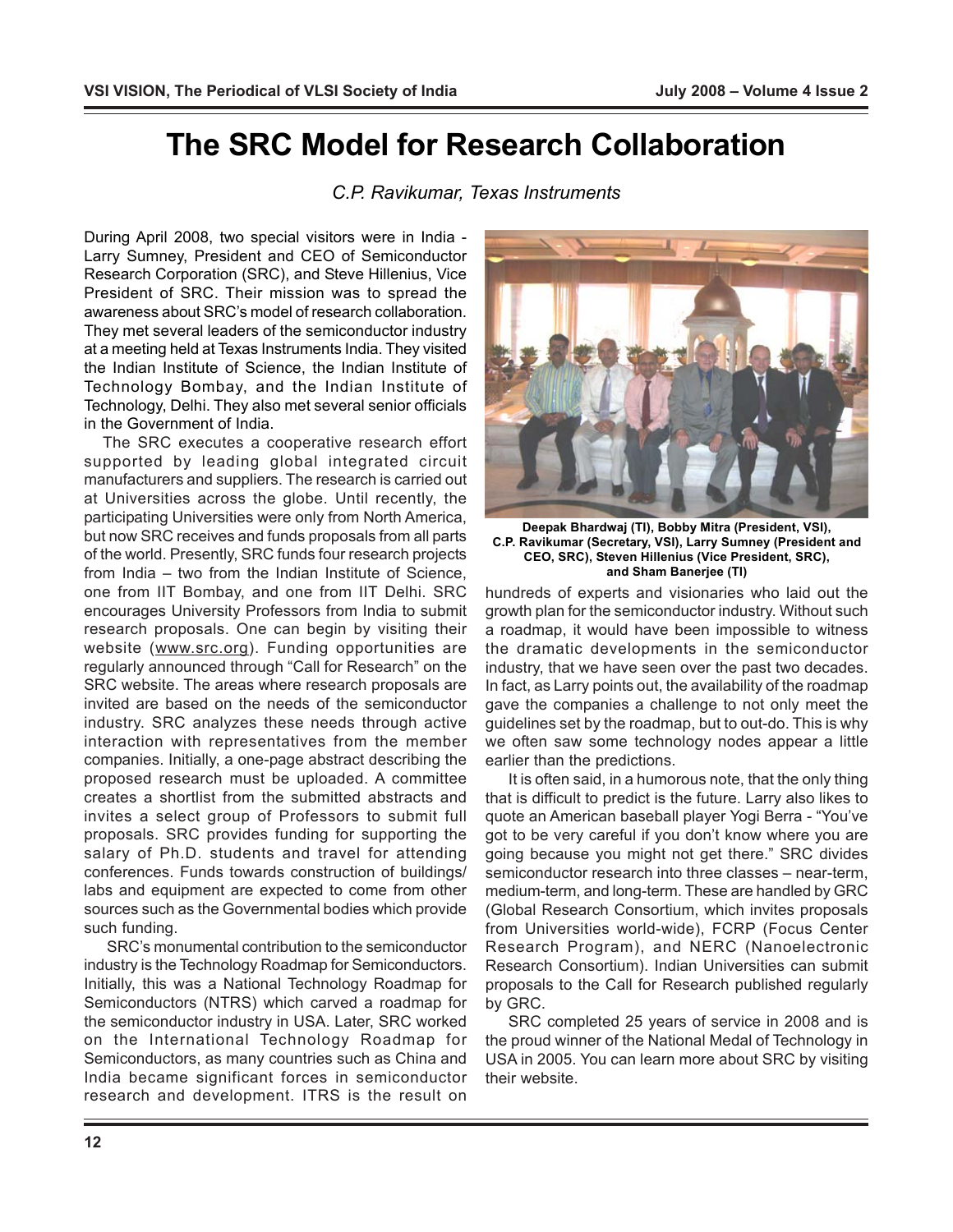# The SRC Model for Research Collaboration

*C.P. Ravikumar, Texas Instruments*

During April 2008, two special visitors were in India - Larry Sumney, President and CEO of Semiconductor Research Corporation (SRC), and Steve Hillenius, Vice President of SRC. Their mission was to spread the awareness about SRC's model of research collaboration. They met several leaders of the semiconductor industry at a meeting held at Texas Instruments India. They visited the Indian Institute of Science, the Indian Institute of Technology Bombay, and the Indian Institute of Technology, Delhi. They also met several senior officials in the Government of India.

The SRC executes a cooperative research effort supported by leading global integrated circuit manufacturers and suppliers. The research is carried out at Universities across the globe. Until recently, the participating Universities were only from North America, but now SRC receives and funds proposals from all parts of the world. Presently, SRC funds four research projects from India – two from the Indian Institute of Science, one from IIT Bombay, and one from IIT Delhi. SRC encourages University Professors from India to submit research proposals. One can begin by visiting their website (www.src.org). Funding opportunities are regularly announced through "Call for Research" on the SRC website. The areas where research proposals are invited are based on the needs of the semiconductor industry. SRC analyzes these needs through active interaction with representatives from the member companies. Initially, a one-page abstract describing the proposed research must be uploaded. A committee creates a shortlist from the submitted abstracts and invites a select group of Professors to submit full proposals. SRC provides funding for supporting the salary of Ph.D. students and travel for attending conferences. Funds towards construction of buildings/ labs and equipment are expected to come from other sources such as the Governmental bodies which provide such funding.

SRC's monumental contribution to the semiconductor industry is the Technology Roadmap for Semiconductors. Initially, this was a National Technology Roadmap for Semiconductors (NTRS) which carved a roadmap for the semiconductor industry in USA. Later, SRC worked on the International Technology Roadmap for Semiconductors, as many countries such as China and India became significant forces in semiconductor research and development. ITRS is the result on hundreds of experts and visionaries who laid out the growth plan for the semiconductor industry. Without such a roadmap, it would have been impossible to witness the dramatic developments in the semiconductor industry, that we have seen over the past two decades. In fact, as Larry points out, the availability of the roadmap gave the companies a challenge to not only meet the guidelines set by the roadmap, but to out-do. This is why we often saw some technology nodes appear a little earlier than the predictions.

**Deepak Bhardwaj (TI), Bobby Mitra (President, VSI), C.P. Ravikumar (Secretary, VSI), Larry Sumney (President and CEO, SRC), Steven Hillenius (Vice President, SRC), and Sham Banerjee (TI)**

It is often said, in a humorous note, that the only thing that is difficult to predict is the future. Larry also likes to quote an American baseball player Yogi Berra - "You've got to be very careful if you don't know where you are going because you might not get there." SRC divides semiconductor research into three classes – near-term, medium-term, and long-term. These are handled by GRC (Global Research Consortium, which invites proposals from Universities world-wide), FCRP (Focus Center Research Program), and NERC (Nanoelectronic Research Consortium). Indian Universities can submit proposals to the Call for Research published regularly by GRC.

SRC completed 25 years of service in 2008 and is the proud winner of the National Medal of Technology in USA in 2005. You can learn more about SRC by visiting their website.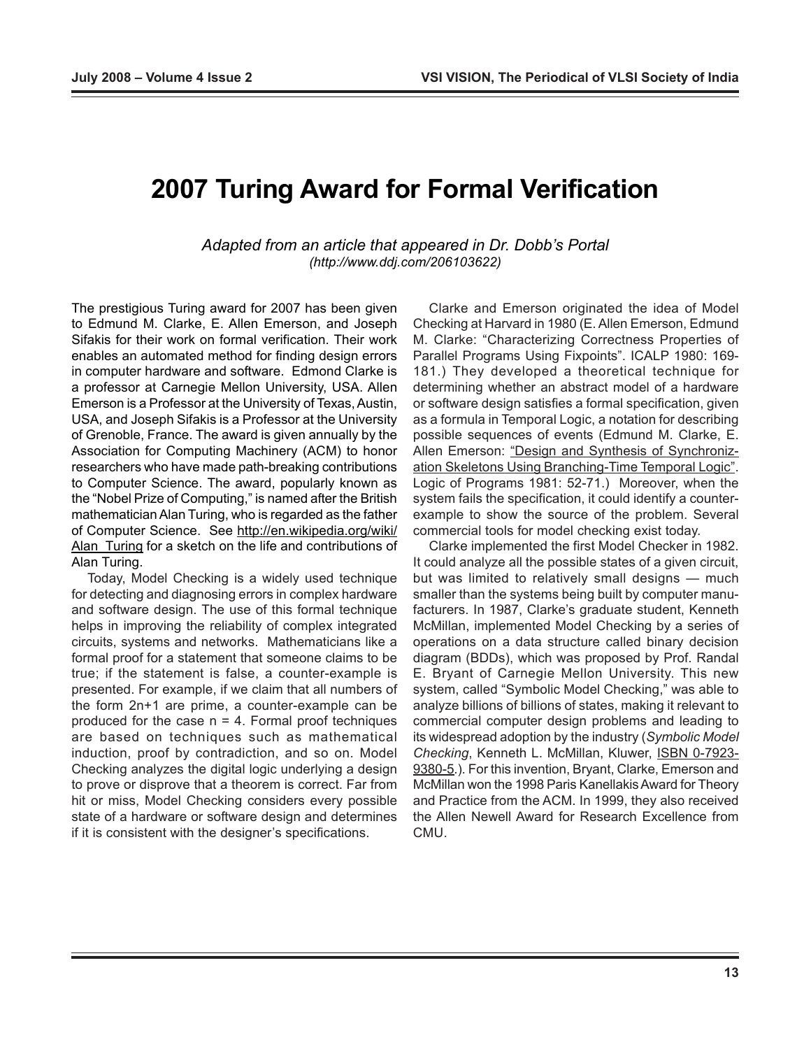# 2007 Turing Award for Formal Verification

*Adapted from an article that appeared in Dr. Dobb's Portal*
*(http://www.ddj.com/206103622)*

The prestigious Turing award for 2007 has been given to Edmund M. Clarke, E. Allen Emerson, and Joseph Sifakis for their work on formal verification. Their work enables an automated method for finding design errors in computer hardware and software. Edmond Clarke is a professor at Carnegie Mellon University, USA. Allen Emerson is a Professor at the University of Texas, Austin, USA, and Joseph Sifakis is a Professor at the University of Grenoble, France. The award is given annually by the Association for Computing Machinery (ACM) to honor researchers who have made path-breaking contributions to Computer Science. The award, popularly known as the "Nobel Prize of Computing," is named after the British mathematician Alan Turing, who is regarded as the father of Computer Science. See http://en.wikipedia.org/wiki/Alan_Turing for a sketch on the life and contributions of Alan Turing.

Today, Model Checking is a widely used technique for detecting and diagnosing errors in complex hardware and software design. The use of this formal technique helps in improving the reliability of complex integrated circuits, systems and networks. Mathematicians like a formal proof for a statement that someone claims to be true; if the statement is false, a counter-example is presented. For example, if we claim that all numbers of the form 2n+1 are prime, a counter-example can be produced for the case n = 4. Formal proof techniques are based on techniques such as mathematical induction, proof by contradiction, and so on. Model Checking analyzes the digital logic underlying a design to prove or disprove that a theorem is correct. Far from hit or miss, Model Checking considers every possible state of a hardware or software design and determines if it is consistent with the designer's specifications.

Clarke and Emerson originated the idea of Model Checking at Harvard in 1980 (E. Allen Emerson, Edmund M. Clarke: "Characterizing Correctness Properties of Parallel Programs Using Fixpoints". ICALP 1980: 169-181.) They developed a theoretical technique for determining whether an abstract model of a hardware or software design satisfies a formal specification, given as a formula in Temporal Logic, a notation for describing possible sequences of events (Edmund M. Clarke, E. Allen Emerson: "Design and Synthesis of Synchronization Skeletons Using Branching-Time Temporal Logic". Logic of Programs 1981: 52-71.) Moreover, when the system fails the specification, it could identify a counter-example to show the source of the problem. Several commercial tools for model checking exist today.

Clarke implemented the first Model Checker in 1982. It could analyze all the possible states of a given circuit, but was limited to relatively small designs — much smaller than the systems being built by computer manufacturers. In 1987, Clarke's graduate student, Kenneth McMillan, implemented Model Checking by a series of operations on a data structure called binary decision diagram (BDDs), which was proposed by Prof. Randal E. Bryant of Carnegie Mellon University. This new system, called "Symbolic Model Checking," was able to analyze billions of billions of states, making it relevant to commercial computer design problems and leading to its widespread adoption by the industry (*Symbolic Model Checking*, Kenneth L. McMillan, Kluwer, ISBN 0-7923-9380-5.). For this invention, Bryant, Clarke, Emerson and McMillan won the 1998 Paris Kanellakis Award for Theory and Practice from the ACM. In 1999, they also received the Allen Newell Award for Research Excellence from CMU.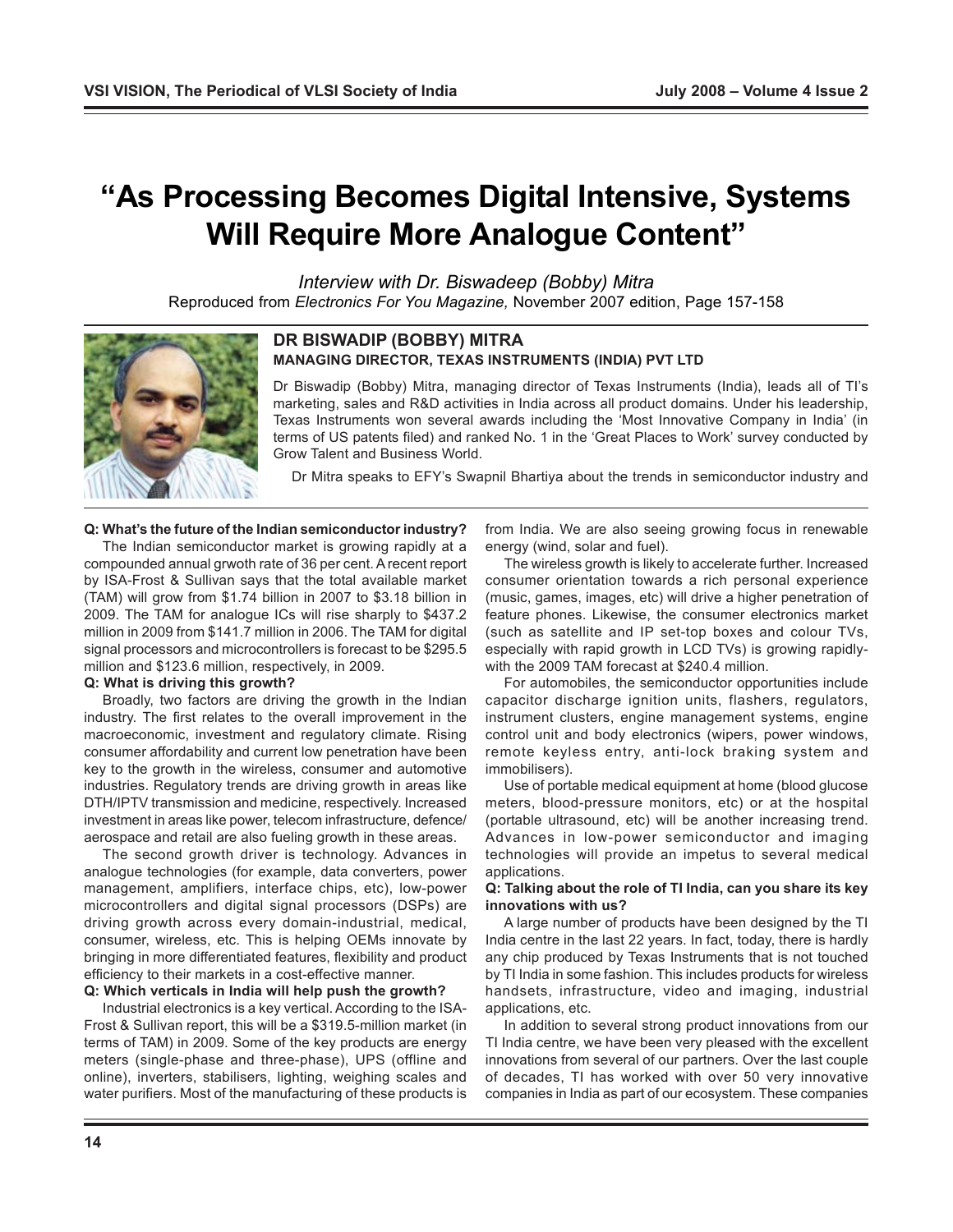# "As Processing Becomes Digital Intensive, Systems Will Require More Analogue Content"

*Interview with Dr. Biswadeep (Bobby) Mitra*

Reproduced from *Electronics For You Magazine,* November 2007 edition, Page 157-158

**DR BISWADIP (BOBBY) MITRA**
**MANAGING DIRECTOR, TEXAS INSTRUMENTS (INDIA) PVT LTD**

Dr Biswadip (Bobby) Mitra, managing director of Texas Instruments (India), leads all of TI's marketing, sales and R&D activities in India across all product domains. Under his leadership, Texas Instruments won several awards including the 'Most Innovative Company in India' (in terms of US patents filed) and ranked No. 1 in the 'Great Places to Work' survey conducted by Grow Talent and Business World.

Dr Mitra speaks to EFY's Swapnil Bhartiya about the trends in semiconductor industry and

**Q: What's the future of the Indian semiconductor industry?**

The Indian semiconductor market is growing rapidly at a compounded annual grwoth rate of 36 per cent. A recent report by ISA-Frost & Sullivan says that the total available market (TAM) will grow from $1.74 billion in 2007 to $3.18 billion in 2009. The TAM for analogue ICs will rise sharply to $437.2 million in 2009 from $141.7 million in 2006. The TAM for digital signal processors and microcontrollers is forecast to be $295.5 million and $123.6 million, respectively, in 2009.

**Q: What is driving this growth?**

Broadly, two factors are driving the growth in the Indian industry. The first relates to the overall improvement in the macroeconomic, investment and regulatory climate. Rising consumer affordability and current low penetration have been key to the growth in the wireless, consumer and automotive industries. Regulatory trends are driving growth in areas like DTH/IPTV transmission and medicine, respectively. Increased investment in areas like power, telecom infrastructure, defence/aerospace and retail are also fueling growth in these areas.

The second growth driver is technology. Advances in analogue technologies (for example, data converters, power management, amplifiers, interface chips, etc), low-power microcontrollers and digital signal processors (DSPs) are driving growth across every domain-industrial, medical, consumer, wireless, etc. This is helping OEMs innovate by bringing in more differentiated features, flexibility and product efficiency to their markets in a cost-effective manner.

**Q: Which verticals in India will help push the growth?**

Industrial electronics is a key vertical. According to the ISA-Frost & Sullivan report, this will be a $319.5-million market (in terms of TAM) in 2009. Some of the key products are energy meters (single-phase and three-phase), UPS (offline and online), inverters, stabilisers, lighting, weighing scales and water purifiers. Most of the manufacturing of these products is from India. We are also seeing growing focus in renewable energy (wind, solar and fuel).

The wireless growth is likely to accelerate further. Increased consumer orientation towards a rich personal experience (music, games, images, etc) will drive a higher penetration of feature phones. Likewise, the consumer electronics market (such as satellite and IP set-top boxes and colour TVs, especially with rapid growth in LCD TVs) is growing rapidly-with the 2009 TAM forecast at $240.4 million.

For automobiles, the semiconductor opportunities include capacitor discharge ignition units, flashers, regulators, instrument clusters, engine management systems, engine control unit and body electronics (wipers, power windows, remote keyless entry, anti-lock braking system and immobilisers).

Use of portable medical equipment at home (blood glucose meters, blood-pressure monitors, etc) or at the hospital (portable ultrasound, etc) will be another increasing trend. Advances in low-power semiconductor and imaging technologies will provide an impetus to several medical applications.

**Q: Talking about the role of TI India, can you share its key innovations with us?**

A large number of products have been designed by the TI India centre in the last 22 years. In fact, today, there is hardly any chip produced by Texas Instruments that is not touched by TI India in some fashion. This includes products for wireless handsets, infrastructure, video and imaging, industrial applications, etc.

In addition to several strong product innovations from our TI India centre, we have been very pleased with the excellent innovations from several of our partners. Over the last couple of decades, TI has worked with over 50 very innovative companies in India as part of our ecosystem. These companies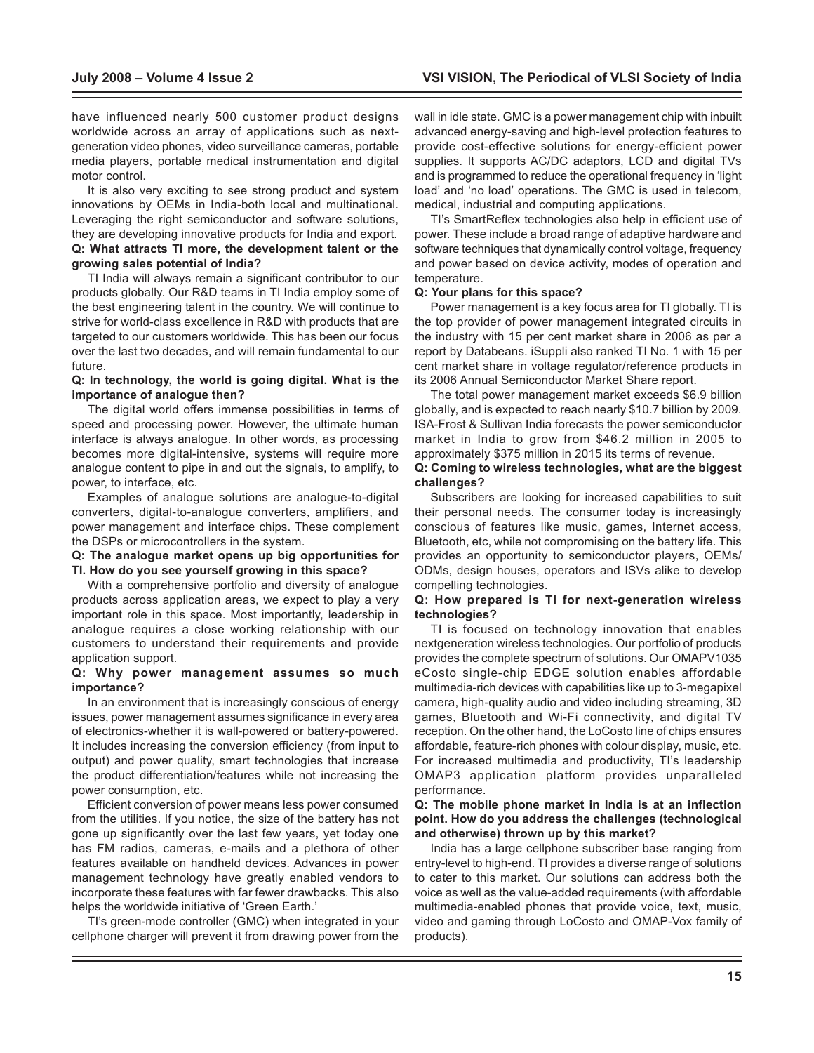have influenced nearly 500 customer product designs worldwide across an array of applications such as next-generation video phones, video surveillance cameras, portable media players, portable medical instrumentation and digital motor control.

It is also very exciting to see strong product and system innovations by OEMs in India-both local and multinational. Leveraging the right semiconductor and software solutions, they are developing innovative products for India and export.

**Q: What attracts TI more, the development talent or the growing sales potential of India?**

TI India will always remain a significant contributor to our products globally. Our R&D teams in TI India employ some of the best engineering talent in the country. We will continue to strive for world-class excellence in R&D with products that are targeted to our customers worldwide. This has been our focus over the last two decades, and will remain fundamental to our future.

**Q: In technology, the world is going digital. What is the importance of analogue then?**

The digital world offers immense possibilities in terms of speed and processing power. However, the ultimate human interface is always analogue. In other words, as processing becomes more digital-intensive, systems will require more analogue content to pipe in and out the signals, to amplify, to power, to interface, etc.

Examples of analogue solutions are analogue-to-digital converters, digital-to-analogue converters, amplifiers, and power management and interface chips. These complement the DSPs or microcontrollers in the system.

**Q: The analogue market opens up big opportunities for TI. How do you see yourself growing in this space?**

With a comprehensive portfolio and diversity of analogue products across application areas, we expect to play a very important role in this space. Most importantly, leadership in analogue requires a close working relationship with our customers to understand their requirements and provide application support.

**Q: Why power management assumes so much importance?**

In an environment that is increasingly conscious of energy issues, power management assumes significance in every area of electronics-whether it is wall-powered or battery-powered. It includes increasing the conversion efficiency (from input to output) and power quality, smart technologies that increase the product differentiation/features while not increasing the power consumption, etc.

Efficient conversion of power means less power consumed from the utilities. If you notice, the size of the battery has not gone up significantly over the last few years, yet today one has FM radios, cameras, e-mails and a plethora of other features available on handheld devices. Advances in power management technology have greatly enabled vendors to incorporate these features with far fewer drawbacks. This also helps the worldwide initiative of 'Green Earth.'

TI's green-mode controller (GMC) when integrated in your cellphone charger will prevent it from drawing power from the wall in idle state. GMC is a power management chip with inbuilt advanced energy-saving and high-level protection features to provide cost-effective solutions for energy-efficient power supplies. It supports AC/DC adaptors, LCD and digital TVs and is programmed to reduce the operational frequency in 'light load' and 'no load' operations. The GMC is used in telecom, medical, industrial and computing applications.

TI's SmartReflex technologies also help in efficient use of power. These include a broad range of adaptive hardware and software techniques that dynamically control voltage, frequency and power based on device activity, modes of operation and temperature.

**Q: Your plans for this space?**

Power management is a key focus area for TI globally. TI is the top provider of power management integrated circuits in the industry with 15 per cent market share in 2006 as per a report by Databeans. iSuppli also ranked TI No. 1 with 15 per cent market share in voltage regulator/reference products in its 2006 Annual Semiconductor Market Share report.

The total power management market exceeds $6.9 billion globally, and is expected to reach nearly $10.7 billion by 2009. ISA-Frost & Sullivan India forecasts the power semiconductor market in India to grow from $46.2 million in 2005 to approximately $375 million in 2015 its terms of revenue.

**Q: Coming to wireless technologies, what are the biggest challenges?**

Subscribers are looking for increased capabilities to suit their personal needs. The consumer today is increasingly conscious of features like music, games, Internet access, Bluetooth, etc, while not compromising on the battery life. This provides an opportunity to semiconductor players, OEMs/ODMs, design houses, operators and ISVs alike to develop compelling technologies.

**Q: How prepared is TI for next-generation wireless technologies?**

TI is focused on technology innovation that enables nextgeneration wireless technologies. Our portfolio of products provides the complete spectrum of solutions. Our OMAPV1035 eCosto single-chip EDGE solution enables affordable multimedia-rich devices with capabilities like up to 3-megapixel camera, high-quality audio and video including streaming, 3D games, Bluetooth and Wi-Fi connectivity, and digital TV reception. On the other hand, the LoCosto line of chips ensures affordable, feature-rich phones with colour display, music, etc. For increased multimedia and productivity, TI's leadership OMAP3 application platform provides unparalleled performance.

**Q: The mobile phone market in India is at an inflection point. How do you address the challenges (technological and otherwise) thrown up by this market?**

India has a large cellphone subscriber base ranging from entry-level to high-end. TI provides a diverse range of solutions to cater to this market. Our solutions can address both the voice as well as the value-added requirements (with affordable multimedia-enabled phones that provide voice, text, music, video and gaming through LoCosto and OMAP-Vox family of products).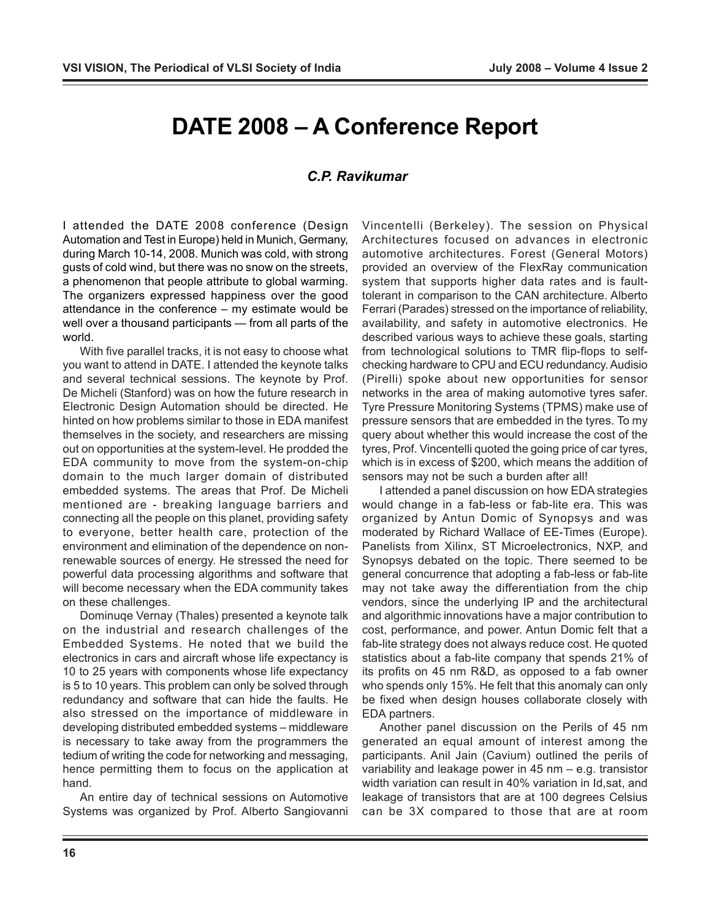# DATE 2008 – A Conference Report

***C.P. Ravikumar***

I attended the DATE 2008 conference (Design Automation and Test in Europe) held in Munich, Germany, during March 10-14, 2008. Munich was cold, with strong gusts of cold wind, but there was no snow on the streets, a phenomenon that people attribute to global warming. The organizers expressed happiness over the good attendance in the conference – my estimate would be well over a thousand participants — from all parts of the world.

With five parallel tracks, it is not easy to choose what you want to attend in DATE. I attended the keynote talks and several technical sessions. The keynote by Prof. De Micheli (Stanford) was on how the future research in Electronic Design Automation should be directed. He hinted on how problems similar to those in EDA manifest themselves in the society, and researchers are missing out on opportunities at the system-level. He prodded the EDA community to move from the system-on-chip domain to the much larger domain of distributed embedded systems. The areas that Prof. De Micheli mentioned are - breaking language barriers and connecting all the people on this planet, providing safety to everyone, better health care, protection of the environment and elimination of the dependence on non-renewable sources of energy. He stressed the need for powerful data processing algorithms and software that will become necessary when the EDA community takes on these challenges.

Dominuqe Vernay (Thales) presented a keynote talk on the industrial and research challenges of the Embedded Systems. He noted that we build the electronics in cars and aircraft whose life expectancy is 10 to 25 years with components whose life expectancy is 5 to 10 years. This problem can only be solved through redundancy and software that can hide the faults. He also stressed on the importance of middleware in developing distributed embedded systems – middleware is necessary to take away from the programmers the tedium of writing the code for networking and messaging, hence permitting them to focus on the application at hand.

An entire day of technical sessions on Automotive Systems was organized by Prof. Alberto Sangiovanni Vincentelli (Berkeley). The session on Physical Architectures focused on advances in electronic automotive architectures. Forest (General Motors) provided an overview of the FlexRay communication system that supports higher data rates and is fault-tolerant in comparison to the CAN architecture. Alberto Ferrari (Parades) stressed on the importance of reliability, availability, and safety in automotive electronics. He described various ways to achieve these goals, starting from technological solutions to TMR flip-flops to self-checking hardware to CPU and ECU redundancy. Audisio (Pirelli) spoke about new opportunities for sensor networks in the area of making automotive tyres safer. Tyre Pressure Monitoring Systems (TPMS) make use of pressure sensors that are embedded in the tyres. To my query about whether this would increase the cost of the tyres, Prof. Vincentelli quoted the going price of car tyres, which is in excess of $200, which means the addition of sensors may not be such a burden after all!

I attended a panel discussion on how EDA strategies would change in a fab-less or fab-lite era. This was organized by Antun Domic of Synopsys and was moderated by Richard Wallace of EE-Times (Europe). Panelists from Xilinx, ST Microelectronics, NXP, and Synopsys debated on the topic. There seemed to be general concurrence that adopting a fab-less or fab-lite may not take away the differentiation from the chip vendors, since the underlying IP and the architectural and algorithmic innovations have a major contribution to cost, performance, and power. Antun Domic felt that a fab-lite strategy does not always reduce cost. He quoted statistics about a fab-lite company that spends 21% of its profits on 45 nm R&D, as opposed to a fab owner who spends only 15%. He felt that this anomaly can only be fixed when design houses collaborate closely with EDA partners.

Another panel discussion on the Perils of 45 nm generated an equal amount of interest among the participants. Anil Jain (Cavium) outlined the perils of variability and leakage power in 45 nm – e.g. transistor width variation can result in 40% variation in Id,sat, and leakage of transistors that are at 100 degrees Celsius can be 3X compared to those that are at room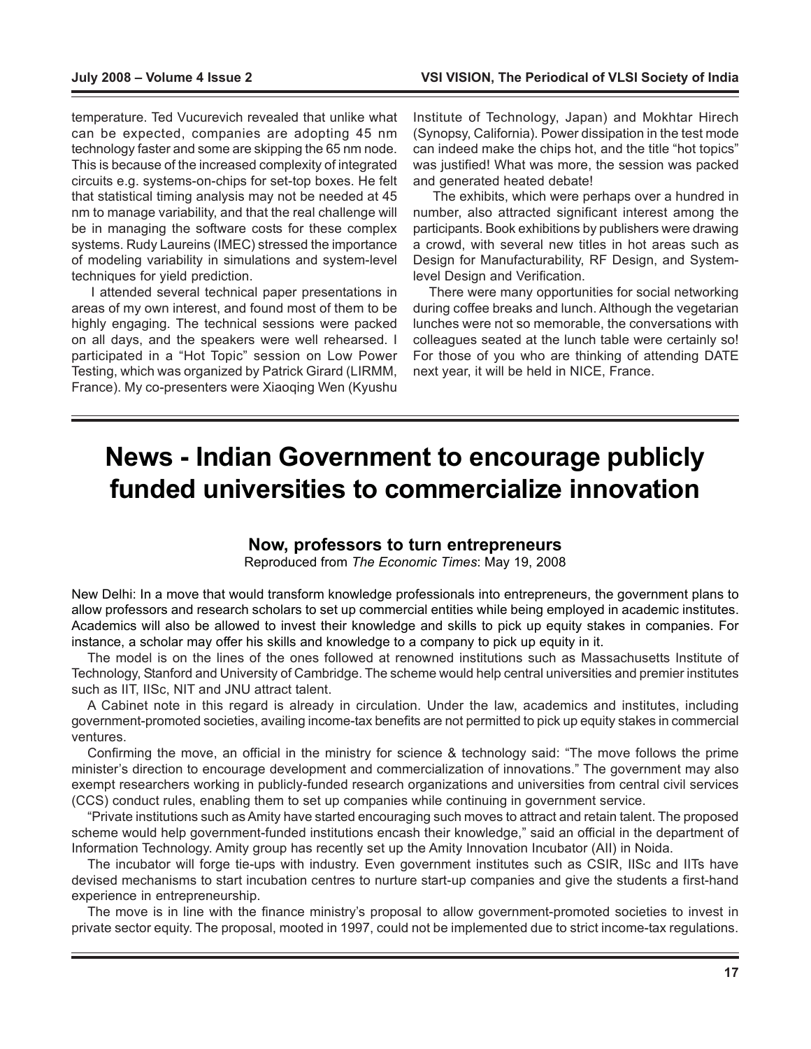temperature. Ted Vucurevich revealed that unlike what can be expected, companies are adopting 45 nm technology faster and some are skipping the 65 nm node. This is because of the increased complexity of integrated circuits e.g. systems-on-chips for set-top boxes. He felt that statistical timing analysis may not be needed at 45 nm to manage variability, and that the real challenge will be in managing the software costs for these complex systems. Rudy Laureins (IMEC) stressed the importance of modeling variability in simulations and system-level techniques for yield prediction.

I attended several technical paper presentations in areas of my own interest, and found most of them to be highly engaging. The technical sessions were packed on all days, and the speakers were well rehearsed. I participated in a "Hot Topic" session on Low Power Testing, which was organized by Patrick Girard (LIRMM, France). My co-presenters were Xiaoqing Wen (Kyushu Institute of Technology, Japan) and Mokhtar Hirech (Synopsy, California). Power dissipation in the test mode can indeed make the chips hot, and the title "hot topics" was justified! What was more, the session was packed and generated heated debate!

The exhibits, which were perhaps over a hundred in number, also attracted significant interest among the participants. Book exhibitions by publishers were drawing a crowd, with several new titles in hot areas such as Design for Manufacturability, RF Design, and System-level Design and Verification.

There were many opportunities for social networking during coffee breaks and lunch. Although the vegetarian lunches were not so memorable, the conversations with colleagues seated at the lunch table were certainly so! For those of you who are thinking of attending DATE next year, it will be held in NICE, France.

# News - Indian Government to encourage publicly funded universities to commercialize innovation

## Now, professors to turn entrepreneurs

Reproduced from *The Economic Times*: May 19, 2008

New Delhi: In a move that would transform knowledge professionals into entrepreneurs, the government plans to allow professors and research scholars to set up commercial entities while being employed in academic institutes. Academics will also be allowed to invest their knowledge and skills to pick up equity stakes in companies. For instance, a scholar may offer his skills and knowledge to a company to pick up equity in it.

The model is on the lines of the ones followed at renowned institutions such as Massachusetts Institute of Technology, Stanford and University of Cambridge. The scheme would help central universities and premier institutes such as IIT, IISc, NIT and JNU attract talent.

A Cabinet note in this regard is already in circulation. Under the law, academics and institutes, including government-promoted societies, availing income-tax benefits are not permitted to pick up equity stakes in commercial ventures.

Confirming the move, an official in the ministry for science & technology said: "The move follows the prime minister's direction to encourage development and commercialization of innovations." The government may also exempt researchers working in publicly-funded research organizations and universities from central civil services (CCS) conduct rules, enabling them to set up companies while continuing in government service.

"Private institutions such as Amity have started encouraging such moves to attract and retain talent. The proposed scheme would help government-funded institutions encash their knowledge," said an official in the department of Information Technology. Amity group has recently set up the Amity Innovation Incubator (AII) in Noida.

The incubator will forge tie-ups with industry. Even government institutes such as CSIR, IISc and IITs have devised mechanisms to start incubation centres to nurture start-up companies and give the students a first-hand experience in entrepreneurship.

The move is in line with the finance ministry's proposal to allow government-promoted societies to invest in private sector equity. The proposal, mooted in 1997, could not be implemented due to strict income-tax regulations.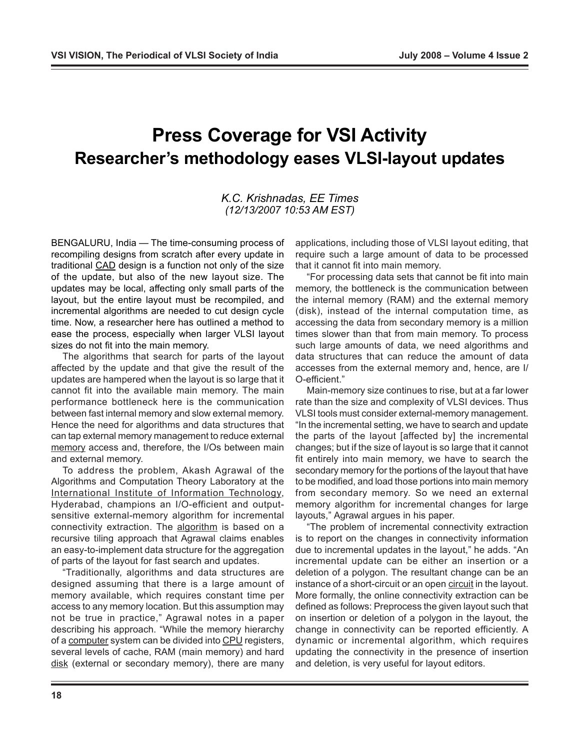# Press Coverage for VSI Activity

## Researcher's methodology eases VLSI-layout updates

*K.C. Krishnadas, EE Times*
*(12/13/2007 10:53 AM EST)*

BENGALURU, India — The time-consuming process of recompiling designs from scratch after every update in traditional CAD design is a function not only of the size of the update, but also of the new layout size. The updates may be local, affecting only small parts of the layout, but the entire layout must be recompiled, and incremental algorithms are needed to cut design cycle time. Now, a researcher here has outlined a method to ease the process, especially when larger VLSI layout sizes do not fit into the main memory.

The algorithms that search for parts of the layout affected by the update and that give the result of the updates are hampered when the layout is so large that it cannot fit into the available main memory. The main performance bottleneck here is the communication between fast internal memory and slow external memory. Hence the need for algorithms and data structures that can tap external memory management to reduce external memory access and, therefore, the I/Os between main and external memory.

To address the problem, Akash Agrawal of the Algorithms and Computation Theory Laboratory at the International Institute of Information Technology, Hyderabad, champions an I/O-efficient and output-sensitive external-memory algorithm for incremental connectivity extraction. The algorithm is based on a recursive tiling approach that Agrawal claims enables an easy-to-implement data structure for the aggregation of parts of the layout for fast search and updates.

"Traditionally, algorithms and data structures are designed assuming that there is a large amount of memory available, which requires constant time per access to any memory location. But this assumption may not be true in practice," Agrawal notes in a paper describing his approach. "While the memory hierarchy of a computer system can be divided into CPU registers, several levels of cache, RAM (main memory) and hard disk (external or secondary memory), there are many applications, including those of VLSI layout editing, that require such a large amount of data to be processed that it cannot fit into main memory.

"For processing data sets that cannot be fit into main memory, the bottleneck is the communication between the internal memory (RAM) and the external memory (disk), instead of the internal computation time, as accessing the data from secondary memory is a million times slower than that from main memory. To process such large amounts of data, we need algorithms and data structures that can reduce the amount of data accesses from the external memory and, hence, are I/O-efficient."

Main-memory size continues to rise, but at a far lower rate than the size and complexity of VLSI devices. Thus VLSI tools must consider external-memory management. "In the incremental setting, we have to search and update the parts of the layout [affected by] the incremental changes; but if the size of layout is so large that it cannot fit entirely into main memory, we have to search the secondary memory for the portions of the layout that have to be modified, and load those portions into main memory from secondary memory. So we need an external memory algorithm for incremental changes for large layouts," Agrawal argues in his paper.

"The problem of incremental connectivity extraction is to report on the changes in connectivity information due to incremental updates in the layout," he adds. "An incremental update can be either an insertion or a deletion of a polygon. The resultant change can be an instance of a short-circuit or an open circuit in the layout. More formally, the online connectivity extraction can be defined as follows: Preprocess the given layout such that on insertion or deletion of a polygon in the layout, the change in connectivity can be reported efficiently. A dynamic or incremental algorithm, which requires updating the connectivity in the presence of insertion and deletion, is very useful for layout editors.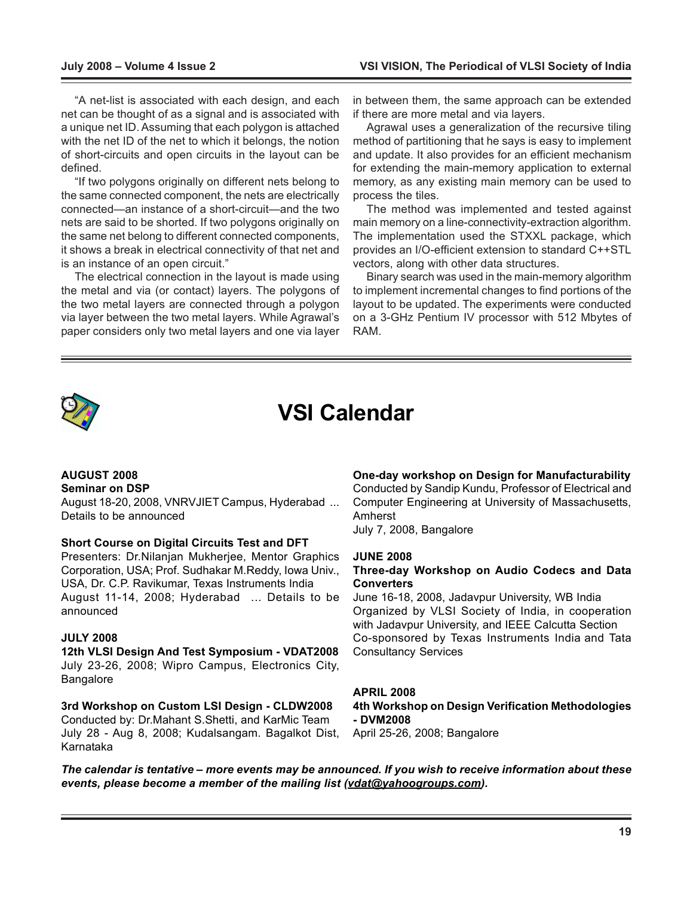"A net-list is associated with each design, and each net can be thought of as a signal and is associated with a unique net ID. Assuming that each polygon is attached with the net ID of the net to which it belongs, the notion of short-circuits and open circuits in the layout can be defined.

"If two polygons originally on different nets belong to the same connected component, the nets are electrically connected—an instance of a short-circuit—and the two nets are said to be shorted. If two polygons originally on the same net belong to different connected components, it shows a break in electrical connectivity of that net and is an instance of an open circuit."

The electrical connection in the layout is made using the metal and via (or contact) layers. The polygons of the two metal layers are connected through a polygon via layer between the two metal layers. While Agrawal's paper considers only two metal layers and one via layer in between them, the same approach can be extended if there are more metal and via layers.

Agrawal uses a generalization of the recursive tiling method of partitioning that he says is easy to implement and update. It also provides for an efficient mechanism for extending the main-memory application to external memory, as any existing main memory can be used to process the tiles.

The method was implemented and tested against main memory on a line-connectivity-extraction algorithm. The implementation used the STXXL package, which provides an I/O-efficient extension to standard C++STL vectors, along with other data structures.

Binary search was used in the main-memory algorithm to implement incremental changes to find portions of the layout to be updated. The experiments were conducted on a 3-GHz Pentium IV processor with 512 Mbytes of RAM.

# VSI Calendar

**AUGUST 2008**

**Seminar on DSP**
August 18-20, 2008, VNRVJIET Campus, Hyderabad ... Details to be announced

**Short Course on Digital Circuits Test and DFT**
Presenters: Dr.Nilanjan Mukherjee, Mentor Graphics Corporation, USA; Prof. Sudhakar M.Reddy, Iowa Univ., USA, Dr. C.P. Ravikumar, Texas Instruments India
August 11-14, 2008; Hyderabad ... Details to be announced

**JULY 2008**

**12th VLSI Design And Test Symposium - VDAT2008**
July 23-26, 2008; Wipro Campus, Electronics City, Bangalore

**3rd Workshop on Custom LSI Design - CLDW2008**
Conducted by: Dr.Mahant S.Shetti, and KarMic Team
July 28 - Aug 8, 2008; Kudalsangam. Bagalkot Dist, Karnataka

**One-day workshop on Design for Manufacturability**
Conducted by Sandip Kundu, Professor of Electrical and Computer Engineering at University of Massachusetts, Amherst
July 7, 2008, Bangalore

**JUNE 2008**

**Three-day Workshop on Audio Codecs and Data Converters**
June 16-18, 2008, Jadavpur University, WB India
Organized by VLSI Society of India, in cooperation with Jadavpur University, and IEEE Calcutta Section
Co-sponsored by Texas Instruments India and Tata Consultancy Services

**APRIL 2008**

**4th Workshop on Design Verification Methodologies - DVM2008**
April 25-26, 2008; Bangalore

***The calendar is tentative – more events may be announced. If you wish to receive information about these events, please become a member of the mailing list (vdat@yahoogroups.com).***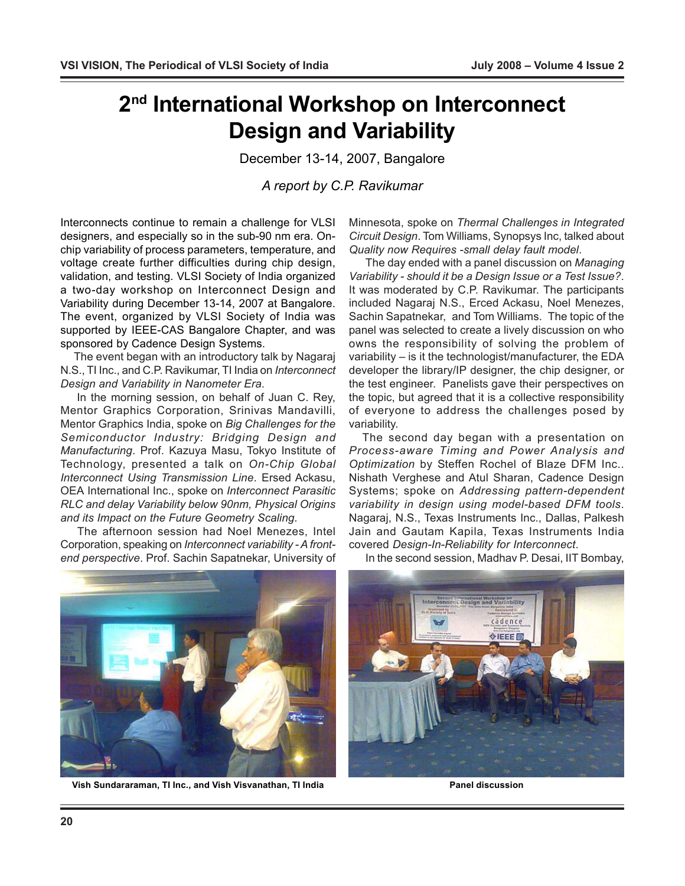# 2nd International Workshop on Interconnect Design and Variability

December 13-14, 2007, Bangalore

*A report by C.P. Ravikumar*

Interconnects continue to remain a challenge for VLSI designers, and especially so in the sub-90 nm era. On-chip variability of process parameters, temperature, and voltage create further difficulties during chip design, validation, and testing. VLSI Society of India organized a two-day workshop on Interconnect Design and Variability during December 13-14, 2007 at Bangalore. The event, organized by VLSI Society of India was supported by IEEE-CAS Bangalore Chapter, and was sponsored by Cadence Design Systems.

The event began with an introductory talk by Nagaraj N.S., TI Inc., and C.P. Ravikumar, TI India on *Interconnect Design and Variability in Nanometer Era*.

In the morning session, on behalf of Juan C. Rey, Mentor Graphics Corporation, Srinivas Mandavilli, Mentor Graphics India, spoke on *Big Challenges for the Semiconductor Industry: Bridging Design and Manufacturing*. Prof. Kazuya Masu, Tokyo Institute of Technology, presented a talk on *On-Chip Global Interconnect Using Transmission Line*. Ersed Ackasu, OEA International Inc., spoke on *Interconnect Parasitic RLC and delay Variability below 90nm, Physical Origins and its Impact on the Future Geometry Scaling*.

The afternoon session had Noel Menezes, Intel Corporation, speaking on *Interconnect variability - A front-end perspective*. Prof. Sachin Sapatnekar, University of Minnesota, spoke on *Thermal Challenges in Integrated Circuit Design*. Tom Williams, Synopsys Inc, talked about *Quality now Requires -small delay fault model*.

The day ended with a panel discussion on *Managing Variability - should it be a Design Issue or a Test Issue?*. It was moderated by C.P. Ravikumar. The participants included Nagaraj N.S., Erced Ackasu, Noel Menezes, Sachin Sapatnekar, and Tom Williams. The topic of the panel was selected to create a lively discussion on who owns the responsibility of solving the problem of variability – is it the technologist/manufacturer, the EDA developer the library/IP designer, the chip designer, or the test engineer. Panelists gave their perspectives on the topic, but agreed that it is a collective responsibility of everyone to address the challenges posed by variability.

The second day began with a presentation on *Process-aware Timing and Power Analysis and Optimization* by Steffen Rochel of Blaze DFM Inc.. Nishath Verghese and Atul Sharan, Cadence Design Systems; spoke on *Addressing pattern-dependent variability in design using model-based DFM tools*. Nagaraj, N.S., Texas Instruments Inc., Dallas, Palkesh Jain and Gautam Kapila, Texas Instruments India covered *Design-In-Reliability for Interconnect*.

In the second session, Madhav P. Desai, IIT Bombay,

**Vish Sundararaman, TI Inc., and Vish Visvanathan, TI India**

**Panel discussion**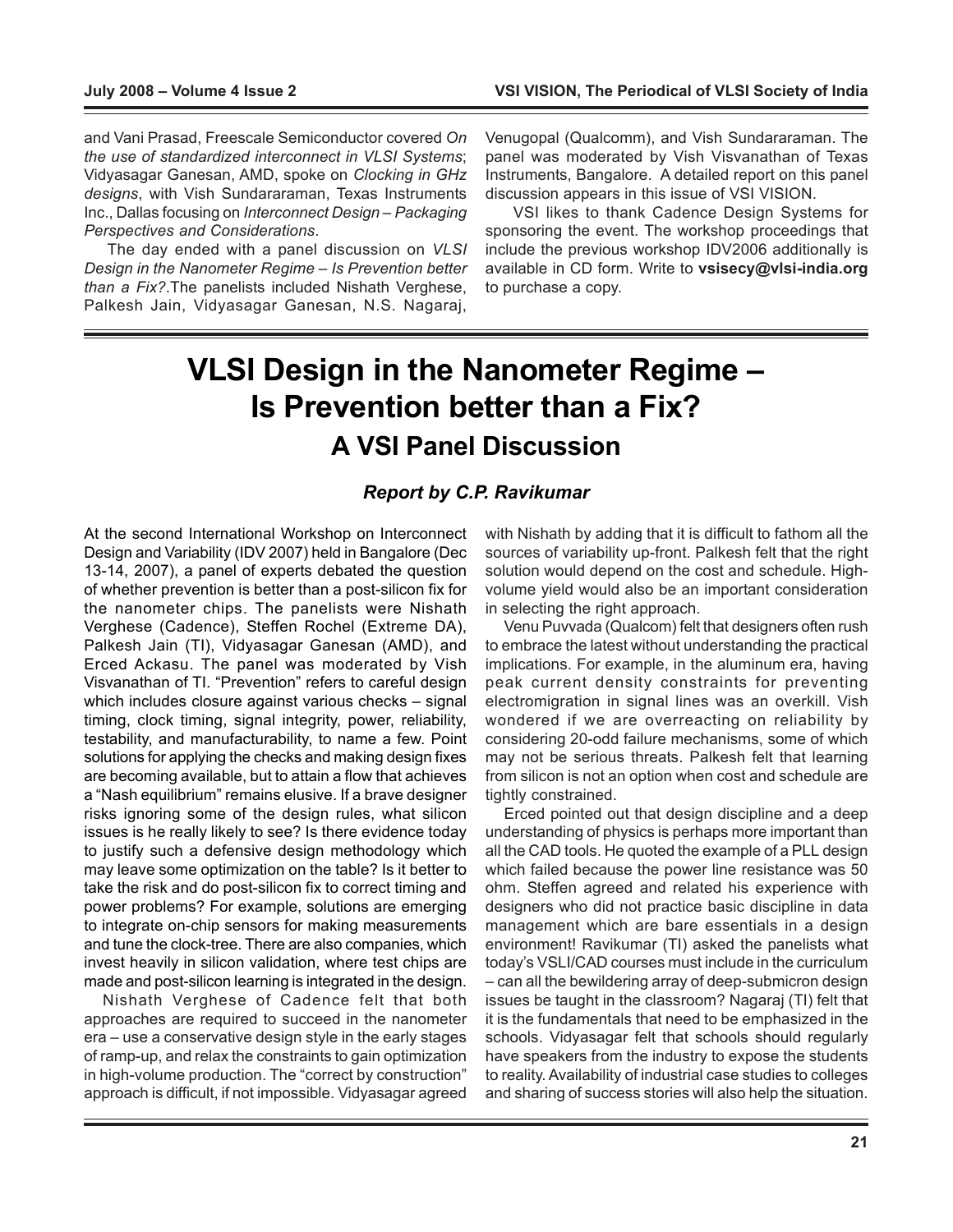and Vani Prasad, Freescale Semiconductor covered *On the use of standardized interconnect in VLSI Systems*; Vidyasagar Ganesan, AMD, spoke on *Clocking in GHz designs*, with Vish Sundararaman, Texas Instruments Inc., Dallas focusing on *Interconnect Design – Packaging Perspectives and Considerations*.

The day ended with a panel discussion on *VLSI Design in the Nanometer Regime – Is Prevention better than a Fix?*.The panelists included Nishath Verghese, Palkesh Jain, Vidyasagar Ganesan, N.S. Nagaraj, Venugopal (Qualcomm), and Vish Sundararaman. The panel was moderated by Vish Visvanathan of Texas Instruments, Bangalore. A detailed report on this panel discussion appears in this issue of VSI VISION.

VSI likes to thank Cadence Design Systems for sponsoring the event. The workshop proceedings that include the previous workshop IDV2006 additionally is available in CD form. Write to **vsisecy@vlsi-india.org** to purchase a copy.

# VLSI Design in the Nanometer Regime – Is Prevention better than a Fix?

## A VSI Panel Discussion

### *Report by C.P. Ravikumar*

At the second International Workshop on Interconnect Design and Variability (IDV 2007) held in Bangalore (Dec 13-14, 2007), a panel of experts debated the question of whether prevention is better than a post-silicon fix for the nanometer chips. The panelists were Nishath Verghese (Cadence), Steffen Rochel (Extreme DA), Palkesh Jain (TI), Vidyasagar Ganesan (AMD), and Erced Ackasu. The panel was moderated by Vish Visvanathan of TI. "Prevention" refers to careful design which includes closure against various checks – signal timing, clock timing, signal integrity, power, reliability, testability, and manufacturability, to name a few. Point solutions for applying the checks and making design fixes are becoming available, but to attain a flow that achieves a "Nash equilibrium" remains elusive. If a brave designer risks ignoring some of the design rules, what silicon issues is he really likely to see? Is there evidence today to justify such a defensive design methodology which may leave some optimization on the table? Is it better to take the risk and do post-silicon fix to correct timing and power problems? For example, solutions are emerging to integrate on-chip sensors for making measurements and tune the clock-tree. There are also companies, which invest heavily in silicon validation, where test chips are made and post-silicon learning is integrated in the design.

Nishath Verghese of Cadence felt that both approaches are required to succeed in the nanometer era – use a conservative design style in the early stages of ramp-up, and relax the constraints to gain optimization in high-volume production. The "correct by construction" approach is difficult, if not impossible. Vidyasagar agreed with Nishath by adding that it is difficult to fathom all the sources of variability up-front. Palkesh felt that the right solution would depend on the cost and schedule. High-volume yield would also be an important consideration in selecting the right approach.

Venu Puvvada (Qualcom) felt that designers often rush to embrace the latest without understanding the practical implications. For example, in the aluminum era, having peak current density constraints for preventing electromigration in signal lines was an overkill. Vish wondered if we are overreacting on reliability by considering 20-odd failure mechanisms, some of which may not be serious threats. Palkesh felt that learning from silicon is not an option when cost and schedule are tightly constrained.

Erced pointed out that design discipline and a deep understanding of physics is perhaps more important than all the CAD tools. He quoted the example of a PLL design which failed because the power line resistance was 50 ohm. Steffen agreed and related his experience with designers who did not practice basic discipline in data management which are bare essentials in a design environment! Ravikumar (TI) asked the panelists what today's VSLI/CAD courses must include in the curriculum – can all the bewildering array of deep-submicron design issues be taught in the classroom? Nagaraj (TI) felt that it is the fundamentals that need to be emphasized in the schools. Vidyasagar felt that schools should regularly have speakers from the industry to expose the students to reality. Availability of industrial case studies to colleges and sharing of success stories will also help the situation.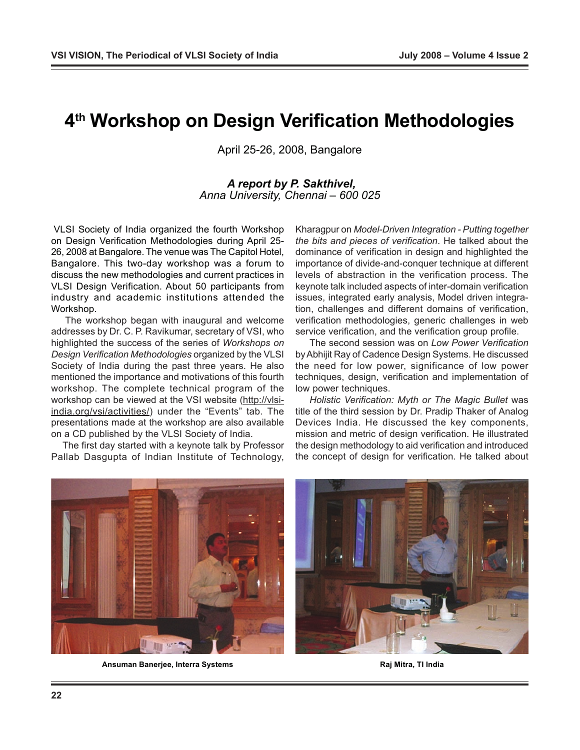# 4th Workshop on Design Verification Methodologies

April 25-26, 2008, Bangalore

***A report by P. Sakthivel,***
*Anna University, Chennai – 600 025*

VLSI Society of India organized the fourth Workshop on Design Verification Methodologies during April 25-26, 2008 at Bangalore. The venue was The Capitol Hotel, Bangalore. This two-day workshop was a forum to discuss the new methodologies and current practices in VLSI Design Verification. About 50 participants from industry and academic institutions attended the Workshop.

The workshop began with inaugural and welcome addresses by Dr. C. P. Ravikumar, secretary of VSI, who highlighted the success of the series of *Workshops on Design Verification Methodologies* organized by the VLSI Society of India during the past three years. He also mentioned the importance and motivations of this fourth workshop. The complete technical program of the workshop can be viewed at the VSI website (http://vlsi-india.org/vsi/activities/) under the "Events" tab. The presentations made at the workshop are also available on a CD published by the VLSI Society of India.

The first day started with a keynote talk by Professor Pallab Dasgupta of Indian Institute of Technology, Kharagpur on *Model-Driven Integration - Putting together the bits and pieces of verification*. He talked about the dominance of verification in design and highlighted the importance of divide-and-conquer technique at different levels of abstraction in the verification process. The keynote talk included aspects of inter-domain verification issues, integrated early analysis, Model driven integration, challenges and different domains of verification, verification methodologies, generic challenges in web service verification, and the verification group profile.

The second session was on *Low Power Verification* by Abhijit Ray of Cadence Design Systems. He discussed the need for low power, significance of low power techniques, design, verification and implementation of low power techniques.

*Holistic Verification: Myth or The Magic Bullet* was title of the third session by Dr. Pradip Thaker of Analog Devices India. He discussed the key components, mission and metric of design verification. He illustrated the design methodology to aid verification and introduced the concept of design for verification. He talked about

**Ansuman Banerjee, Interra Systems**

**Raj Mitra, TI India**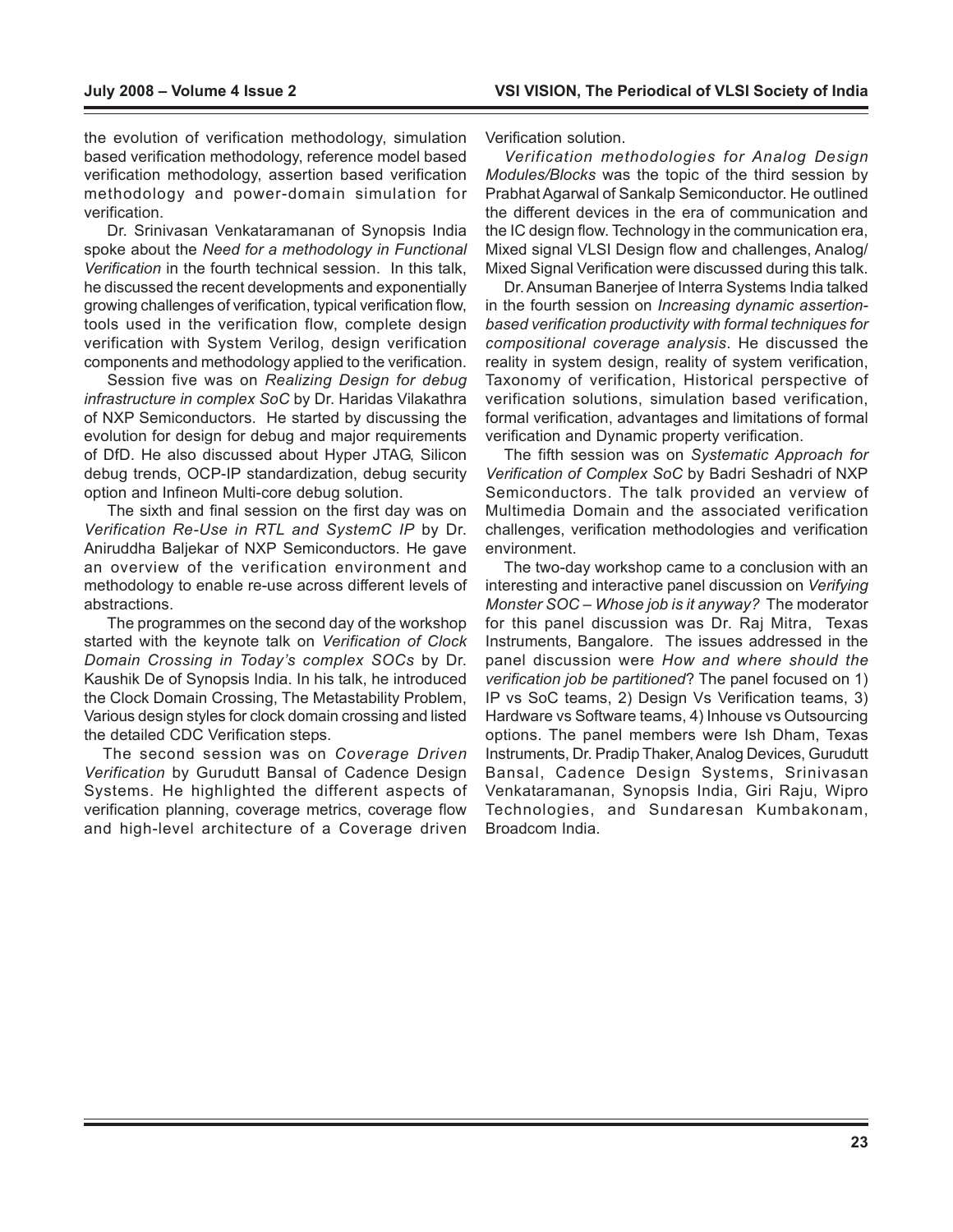the evolution of verification methodology, simulation based verification methodology, reference model based verification methodology, assertion based verification methodology and power-domain simulation for verification.

Dr. Srinivasan Venkataramanan of Synopsis India spoke about the *Need for a methodology in Functional Verification* in the fourth technical session. In this talk, he discussed the recent developments and exponentially growing challenges of verification, typical verification flow, tools used in the verification flow, complete design verification with System Verilog, design verification components and methodology applied to the verification.

Session five was on *Realizing Design for debug infrastructure in complex SoC* by Dr. Haridas Vilakathra of NXP Semiconductors. He started by discussing the evolution for design for debug and major requirements of DfD. He also discussed about Hyper JTAG, Silicon debug trends, OCP-IP standardization, debug security option and Infineon Multi-core debug solution.

The sixth and final session on the first day was on *Verification Re-Use in RTL and SystemC IP* by Dr. Aniruddha Baljekar of NXP Semiconductors. He gave an overview of the verification environment and methodology to enable re-use across different levels of abstractions.

The programmes on the second day of the workshop started with the keynote talk on *Verification of Clock Domain Crossing in Today's complex SOCs* by Dr. Kaushik De of Synopsis India. In his talk, he introduced the Clock Domain Crossing, The Metastability Problem, Various design styles for clock domain crossing and listed the detailed CDC Verification steps.

The second session was on *Coverage Driven Verification* by Gurudutt Bansal of Cadence Design Systems. He highlighted the different aspects of verification planning, coverage metrics, coverage flow and high-level architecture of a Coverage driven Verification solution.

*Verification methodologies for Analog Design Modules/Blocks* was the topic of the third session by Prabhat Agarwal of Sankalp Semiconductor. He outlined the different devices in the era of communication and the IC design flow. Technology in the communication era, Mixed signal VLSI Design flow and challenges, Analog/ Mixed Signal Verification were discussed during this talk.

Dr. Ansuman Banerjee of Interra Systems India talked in the fourth session on *Increasing dynamic assertion-based verification productivity with formal techniques for compositional coverage analysis*. He discussed the reality in system design, reality of system verification, Taxonomy of verification, Historical perspective of verification solutions, simulation based verification, formal verification, advantages and limitations of formal verification and Dynamic property verification.

The fifth session was on *Systematic Approach for Verification of Complex SoC* by Badri Seshadri of NXP Semiconductors. The talk provided an verview of Multimedia Domain and the associated verification challenges, verification methodologies and verification environment.

The two-day workshop came to a conclusion with an interesting and interactive panel discussion on *Verifying Monster SOC – Whose job is it anyway?* The moderator for this panel discussion was Dr. Raj Mitra, Texas Instruments, Bangalore. The issues addressed in the panel discussion were *How and where should the verification job be partitioned*? The panel focused on 1) IP vs SoC teams, 2) Design Vs Verification teams, 3) Hardware vs Software teams, 4) Inhouse vs Outsourcing options. The panel members were Ish Dham, Texas Instruments, Dr. Pradip Thaker, Analog Devices, Gurudutt Bansal, Cadence Design Systems, Srinivasan Venkataramanan, Synopsis India, Giri Raju, Wipro Technologies, and Sundaresan Kumbakonam, Broadcom India.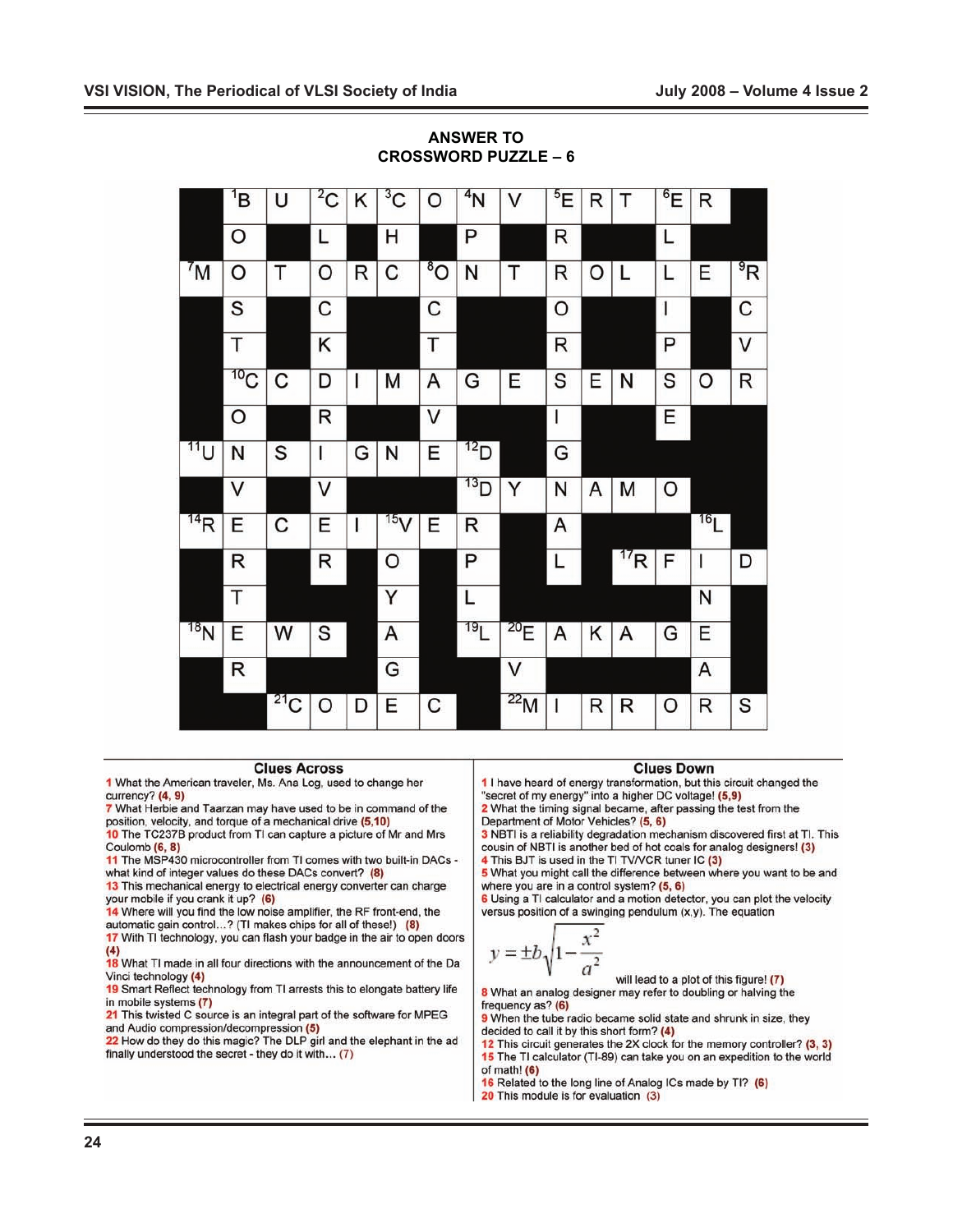## ANSWER TO CROSSWORD PUZZLE – 6

| | 1B | U | 2C | K | 3C | O | 4N | V | 5E | R | T | 6E | R | |
|---|---|---|---|---|---|---|---|---|---|---|---|---|---|---|
| | O | | L | | H | | P | | R | | | L | | |
| 7M | O | T | O | R | C | 8O | N | T | R | O | L | L | E | 9R |
| | S | | C | | | C | | | O | | | I | | C |
| | T | | K | | | T | | | R | | | P | | V |
| | 10C | C | D | I | M | A | G | E | S | E | N | S | O | R |
| | O | | R | | | V | | | I | | | E | | |
| 11U | N | S | I | G | N | E | 12D | | G | | | | | |
| | V | | V | | | | 13D | Y | N | A | M | O | | |
| 14R | E | C | E | I | 15V | E | R | | A | | | | 16L | |
| | R | | R | | O | | P | | L | | 17R | F | I | D |
| | T | | | | Y | | L | | | | | | N | |
| 18N | E | W | S | | A | | 19L | 20E | A | K | A | G | E | |
| | R | | | | G | | | V | | | | | A | |
| | | 21C | O | D | E | C | | 22M | I | R | R | O | R | S |

### Clues Across

**1** What the American traveler, Ms. Ana Log, used to change her currency? **(4, 9)**

**7** What Herbie and Taarzan may have used to be in command of the position, velocity, and torque of a mechanical drive **(5,10)**

**10** The TC237B product from TI can capture a picture of Mr and Mrs Coulomb **(6, 8)**

**11** The MSP430 microcontroller from TI comes with two built-in DACs - what kind of integer values do these DACs convert? **(8)**

**13** This mechanical energy to electrical energy converter can charge your mobile if you crank it up? **(6)**

**14** Where will you find the low noise amplifier, the RF front-end, the automatic gain control…? (TI makes chips for all of these!) **(8)**

**17** With TI technology, you can flash your badge in the air to open doors **(4)**

**18** What TI made in all four directions with the announcement of the Da Vinci technology **(4)**

**19** Smart Reflect technology from TI arrests this to elongate battery life in mobile systems **(7)**

**21** This twisted C source is an integral part of the software for MPEG and Audio compression/decompression **(5)**

**22** How do they do this magic? The DLP girl and the elephant in the ad finally understood the secret - they do it with… **(7)**

### Clues Down

**1** I have heard of energy transformation, but this circuit changed the "secret of my energy" into a higher DC voltage! **(5,9)**

**2** What the timing signal became, after passing the test from the Department of Motor Vehicles? **(5, 6)**

**3** NBTI is a reliability degradation mechanism discovered first at TI. This cousin of NBTI is another bed of hot coals for analog designers! **(3)**

**4** This BJT is used in the TI TV/VCR tuner IC **(3)**

**5** What you might call the difference between where you want to be and where you are in a control system? **(5, 6)**

**6** Using a TI calculator and a motion detector, you can plot the velocity versus position of a swinging pendulum (x,y). The equation

$$y = \pm b\sqrt{1-\frac{x^2}{a^2}}$$

will lead to a plot of this figure! **(7)**

**8** What an analog designer may refer to doubling or halving the frequency as? **(6)**

**9** When the tube radio became solid state and shrunk in size, they decided to call it by this short form? **(4)**

**12** This circuit generates the 2X clock for the memory controller? **(3, 3)**

**15** The TI calculator (TI-89) can take you on an expedition to the world of math! **(6)**

**16** Related to the long line of Analog ICs made by TI? **(6)**

**20** This module is for evaluation **(3)**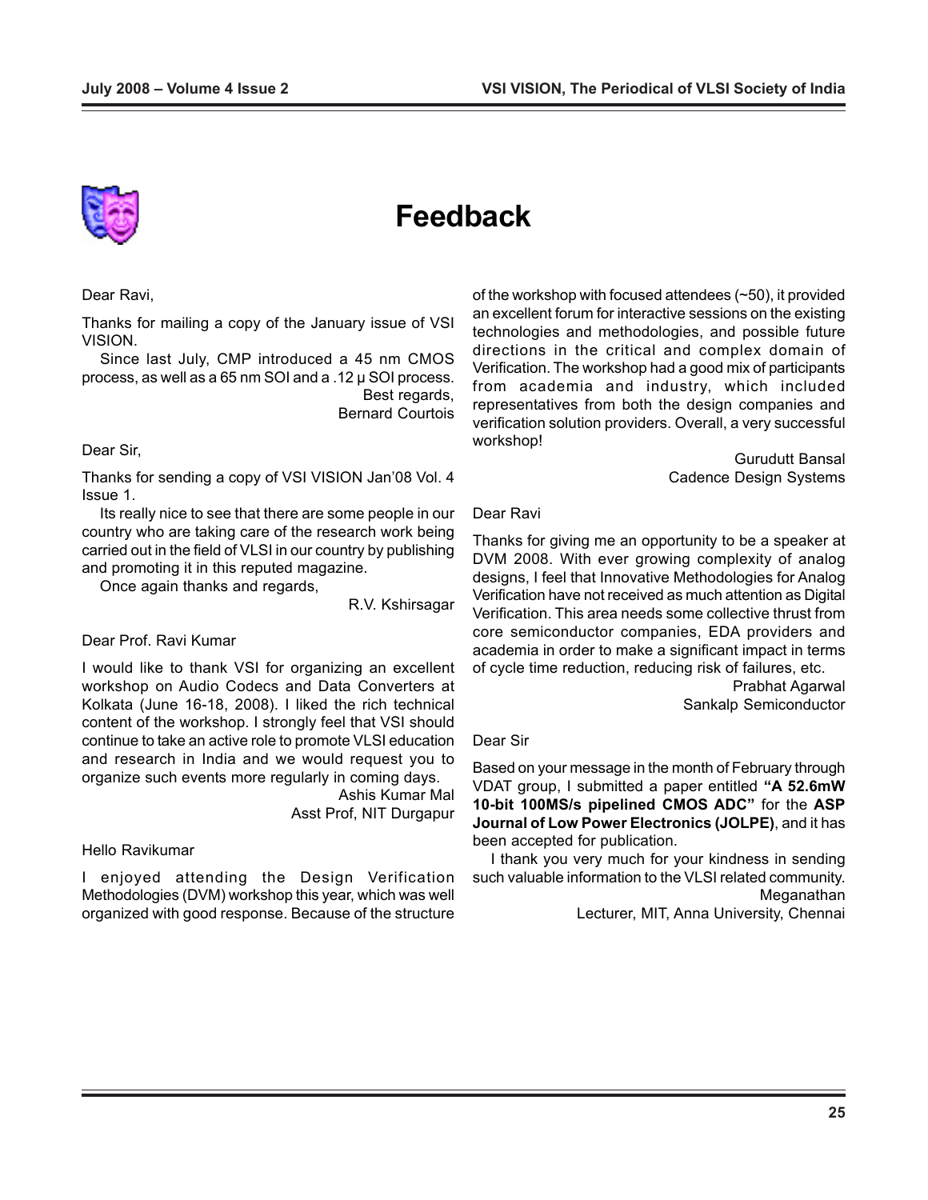# Feedback

Dear Ravi,

Thanks for mailing a copy of the January issue of VSI VISION.

Since last July, CMP introduced a 45 nm CMOS process, as well as a 65 nm SOI and a .12 µ SOI process.

Best regards,
Bernard Courtois

Dear Sir,

Thanks for sending a copy of VSI VISION Jan'08 Vol. 4 Issue 1.

Its really nice to see that there are some people in our country who are taking care of the research work being carried out in the field of VLSI in our country by publishing and promoting it in this reputed magazine.

Once again thanks and regards,

R.V. Kshirsagar

Dear Prof. Ravi Kumar

I would like to thank VSI for organizing an excellent workshop on Audio Codecs and Data Converters at Kolkata (June 16-18, 2008). I liked the rich technical content of the workshop. I strongly feel that VSI should continue to take an active role to promote VLSI education and research in India and we would request you to organize such events more regularly in coming days.

Ashis Kumar Mal
Asst Prof, NIT Durgapur

Hello Ravikumar

I enjoyed attending the Design Verification Methodologies (DVM) workshop this year, which was well organized with good response. Because of the structure of the workshop with focused attendees (~50), it provided an excellent forum for interactive sessions on the existing technologies and methodologies, and possible future directions in the critical and complex domain of Verification. The workshop had a good mix of participants from academia and industry, which included representatives from both the design companies and verification solution providers. Overall, a very successful workshop!

Gurudutt Bansal
Cadence Design Systems

Dear Ravi

Thanks for giving me an opportunity to be a speaker at DVM 2008. With ever growing complexity of analog designs, I feel that Innovative Methodologies for Analog Verification have not received as much attention as Digital Verification. This area needs some collective thrust from core semiconductor companies, EDA providers and academia in order to make a significant impact in terms of cycle time reduction, reducing risk of failures, etc.

Prabhat Agarwal
Sankalp Semiconductor

Dear Sir

Based on your message in the month of February through VDAT group, I submitted a paper entitled **"A 52.6mW 10-bit 100MS/s pipelined CMOS ADC"** for the **ASP Journal of Low Power Electronics (JOLPE)**, and it has been accepted for publication.

I thank you very much for your kindness in sending such valuable information to the VLSI related community.

Meganathan
Lecturer, MIT, Anna University, Chennai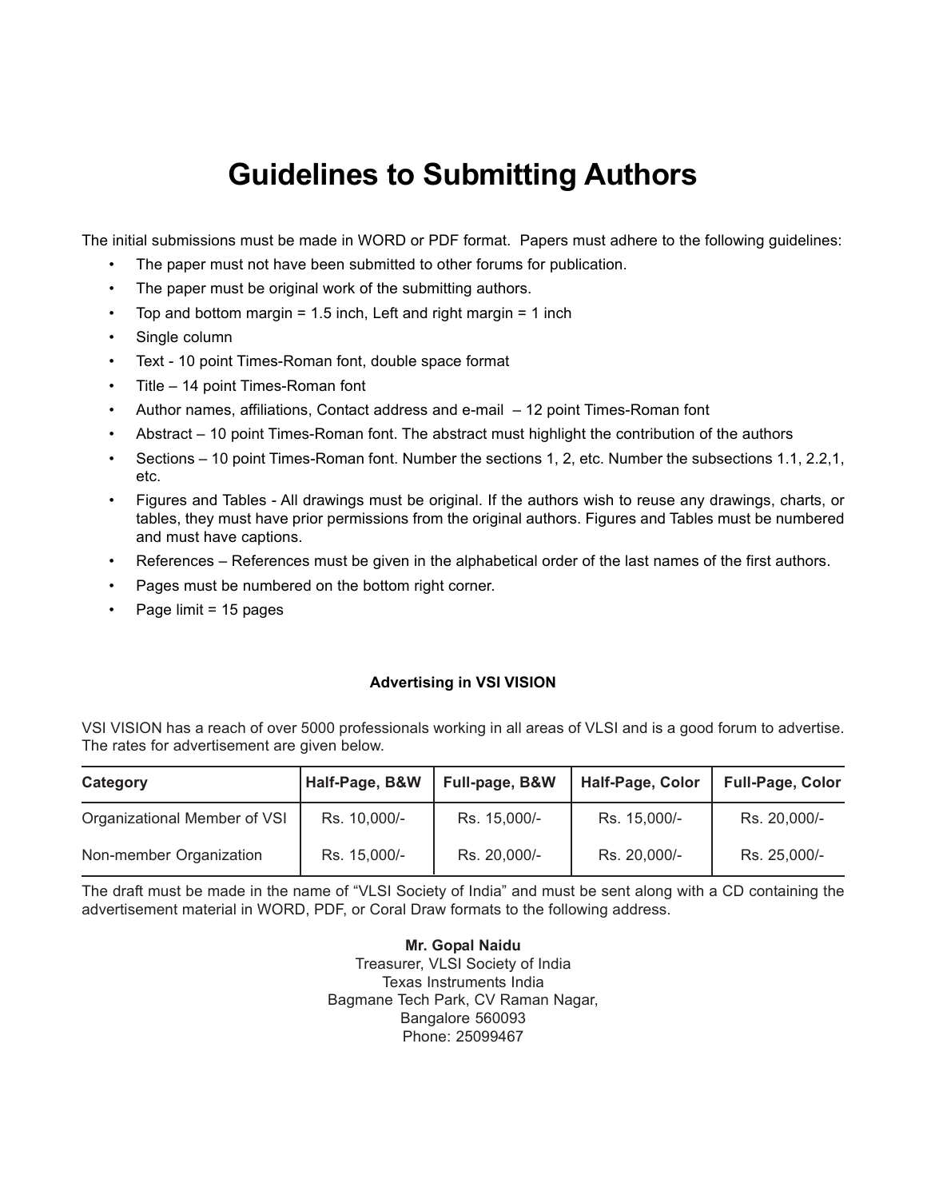# Guidelines to Submitting Authors

The initial submissions must be made in WORD or PDF format. Papers must adhere to the following guidelines:

- The paper must not have been submitted to other forums for publication.
- The paper must be original work of the submitting authors.
- Top and bottom margin = 1.5 inch, Left and right margin = 1 inch
- Single column
- Text - 10 point Times-Roman font, double space format
- Title – 14 point Times-Roman font
- Author names, affiliations, Contact address and e-mail – 12 point Times-Roman font
- Abstract – 10 point Times-Roman font. The abstract must highlight the contribution of the authors
- Sections – 10 point Times-Roman font. Number the sections 1, 2, etc. Number the subsections 1.1, 2.2,1, etc.
- Figures and Tables - All drawings must be original. If the authors wish to reuse any drawings, charts, or tables, they must have prior permissions from the original authors. Figures and Tables must be numbered and must have captions.
- References – References must be given in the alphabetical order of the last names of the first authors.
- Pages must be numbered on the bottom right corner.
- Page limit = 15 pages

**Advertising in VSI VISION**

VSI VISION has a reach of over 5000 professionals working in all areas of VLSI and is a good forum to advertise. The rates for advertisement are given below.

| Category | Half-Page, B&W | Full-page, B&W | Half-Page, Color | Full-Page, Color |
|---|---|---|---|---|
| Organizational Member of VSI | Rs. 10,000/- | Rs. 15,000/- | Rs. 15,000/- | Rs. 20,000/- |
| Non-member Organization | Rs. 15,000/- | Rs. 20,000/- | Rs. 20,000/- | Rs. 25,000/- |

The draft must be made in the name of "VLSI Society of India" and must be sent along with a CD containing the advertisement material in WORD, PDF, or Coral Draw formats to the following address.

**Mr. Gopal Naidu**
Treasurer, VLSI Society of India
Texas Instruments India
Bagmane Tech Park, CV Raman Nagar,
Bangalore 560093
Phone: 25099467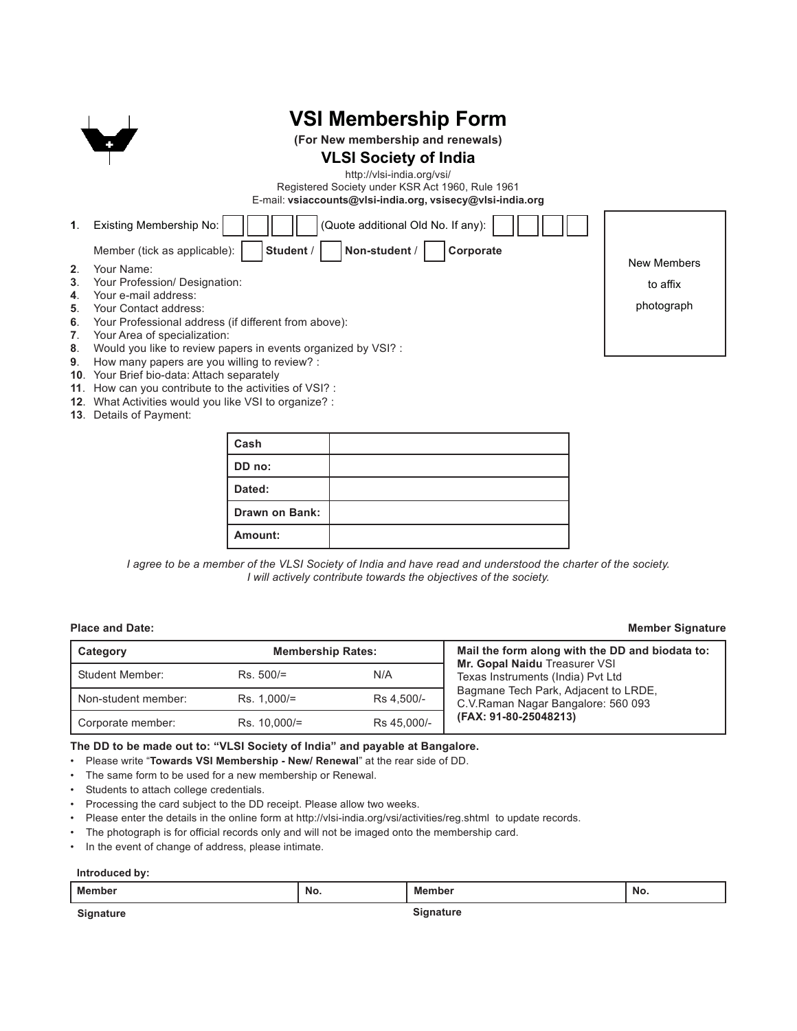# VSI Membership Form

**(For New membership and renewals)**

## VLSI Society of India

http://vlsi-india.org/vsi/

Registered Society under KSR Act 1960, Rule 1961

E-mail: **vsiaccounts@vlsi-india.org, vsisecy@vlsi-india.org**

New Members to affix photograph

1. Existing Membership No: ☐☐☐☐ (Quote additional Old No. If any): ☐☐☐☐

   Member (tick as applicable): ☐ **Student** / ☐ **Non-student** / ☐ **Corporate**

2. Your Name:
3. Your Profession/ Designation:
4. Your e-mail address:
5. Your Contact address:
6. Your Professional address (if different from above):
7. Your Area of specialization:
8. Would you like to review papers in events organized by VSI? :
9. How many papers are you willing to review? :
10. Your Brief bio-data: Attach separately
11. How can you contribute to the activities of VSI? :
12. What Activities would you like VSI to organize? :
13. Details of Payment:

| | |
|---|---|
| **Cash** | |
| **DD no:** | |
| **Dated:** | |
| **Drawn on Bank:** | |
| **Amount:** | |

*I agree to be a member of the VLSI Society of India and have read and understood the charter of the society. I will actively contribute towards the objectives of the society.*

**Place and Date:**

**Member Signature**

| Category | Membership Rates: | |
|---|---|---|
| Student Member: | Rs. 500/= | N/A |
| Non-student member: | Rs. 1,000/= | Rs 4,500/- |
| Corporate member: | Rs. 10,000/= | Rs 45,000/- |

**Mail the form along with the DD and biodata to:**
**Mr. Gopal Naidu** Treasurer VSI
Texas Instruments (India) Pvt Ltd
Bagmane Tech Park, Adjacent to LRDE,
C.V.Raman Nagar Bangalore: 560 093
**(FAX: 91-80-25048213)**

**The DD to be made out to: "VLSI Society of India" and payable at Bangalore.**

- Please write "**Towards VSI Membership - New/ Renewal**" at the rear side of DD.
- The same form to be used for a new membership or Renewal.
- Students to attach college credentials.
- Processing the card subject to the DD receipt. Please allow two weeks.
- Please enter the details in the online form at http://vlsi-india.org/vsi/activities/reg.shtml to update records.
- The photograph is for official records only and will not be imaged onto the membership card.
- In the event of change of address, please intimate.

**Introduced by:**

| Member | No. | Member | No. |
|---|---|---|---|

**Signature**

**Signature**